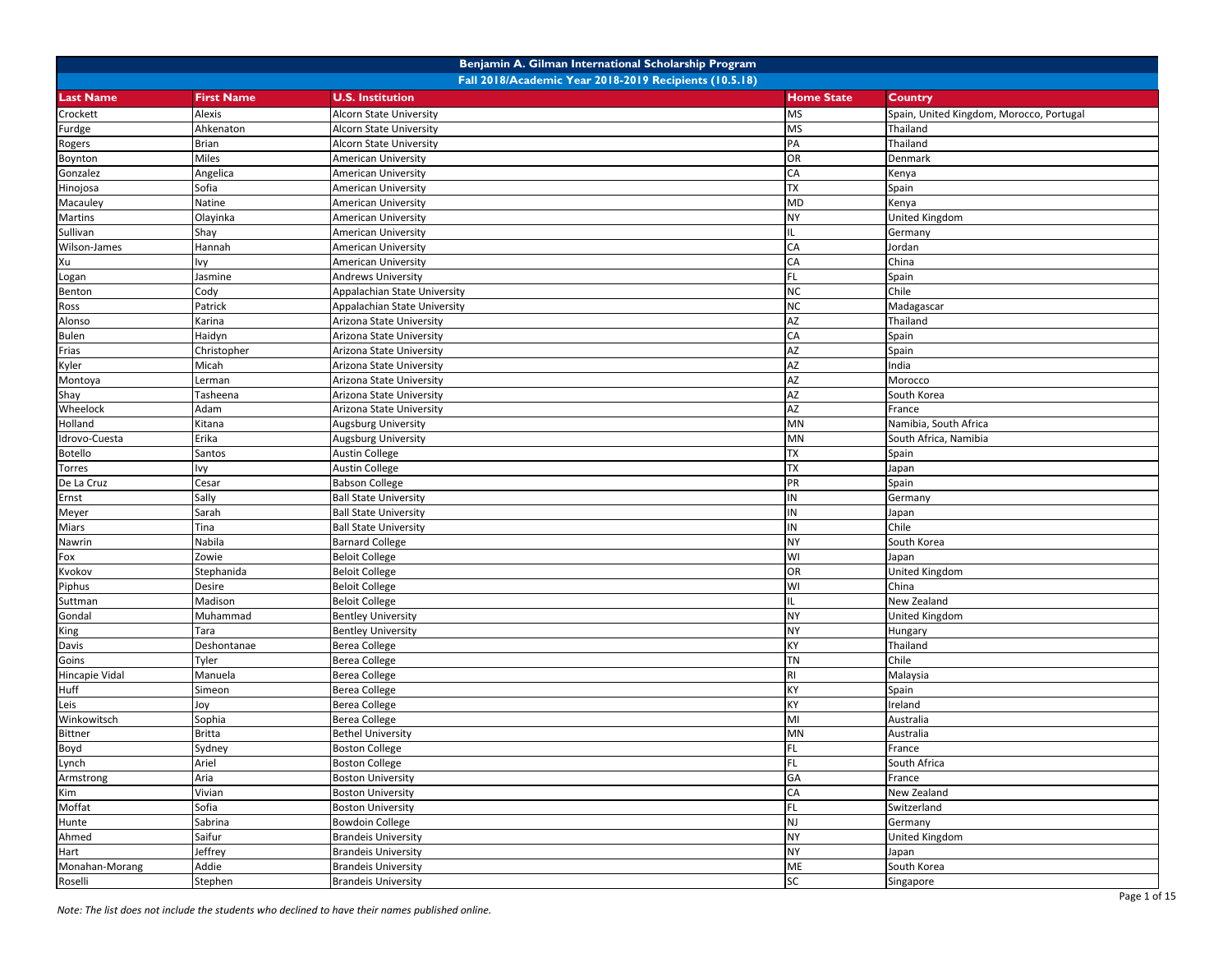# Benjamin A. Gilman International Scholarship Program

## Fall 2018/Academic Year 2018-2019 Recipients (10.5.18)

| Last Name | First Name | U.S. Institution | Home State | Country |
|---|---|---|---|---|
| Crockett | Alexis | Alcorn State University | MS | Spain, United Kingdom, Morocco, Portugal |
| Furdge | Ahkenaton | Alcorn State University | MS | Thailand |
| Rogers | Brian | Alcorn State University | PA | Thailand |
| Boynton | Miles | American University | OR | Denmark |
| Gonzalez | Angelica | American University | CA | Kenya |
| Hinojosa | Sofia | American University | TX | Spain |
| Macauley | Natine | American University | MD | Kenya |
| Martins | Olayinka | American University | NY | United Kingdom |
| Sullivan | Shay | American University | IL | Germany |
| Wilson-James | Hannah | American University | CA | Jordan |
| Xu | Ivy | American University | CA | China |
| Logan | Jasmine | Andrews University | FL | Spain |
| Benton | Cody | Appalachian State University | NC | Chile |
| Ross | Patrick | Appalachian State University | NC | Madagascar |
| Alonso | Karina | Arizona State University | AZ | Thailand |
| Bulen | Haidyn | Arizona State University | CA | Spain |
| Frias | Christopher | Arizona State University | AZ | Spain |
| Kyler | Micah | Arizona State University | AZ | India |
| Montoya | Lerman | Arizona State University | AZ | Morocco |
| Shay | Tasheena | Arizona State University | AZ | South Korea |
| Wheelock | Adam | Arizona State University | AZ | France |
| Holland | Kitana | Augsburg University | MN | Namibia, South Africa |
| Idrovo-Cuesta | Erika | Augsburg University | MN | South Africa, Namibia |
| Botello | Santos | Austin College | TX | Spain |
| Torres | Ivy | Austin College | TX | Japan |
| De La Cruz | Cesar | Babson College | PR | Spain |
| Ernst | Sally | Ball State University | IN | Germany |
| Meyer | Sarah | Ball State University | IN | Japan |
| Miars | Tina | Ball State University | IN | Chile |
| Nawrin | Nabila | Barnard College | NY | South Korea |
| Fox | Zowie | Beloit College | WI | Japan |
| Kvokov | Stephanida | Beloit College | OR | United Kingdom |
| Piphus | Desire | Beloit College | WI | China |
| Suttman | Madison | Beloit College | IL | New Zealand |
| Gondal | Muhammad | Bentley University | NY | United Kingdom |
| King | Tara | Bentley University | NY | Hungary |
| Davis | Deshontanae | Berea College | KY | Thailand |
| Goins | Tyler | Berea College | TN | Chile |
| Hincapie Vidal | Manuela | Berea College | RI | Malaysia |
| Huff | Simeon | Berea College | KY | Spain |
| Leis | Joy | Berea College | KY | Ireland |
| Winkowitsch | Sophia | Berea College | MI | Australia |
| Bittner | Britta | Bethel University | MN | Australia |
| Boyd | Sydney | Boston College | FL | France |
| Lynch | Ariel | Boston College | FL | South Africa |
| Armstrong | Aria | Boston University | GA | France |
| Kim | Vivian | Boston University | CA | New Zealand |
| Moffat | Sofia | Boston University | FL | Switzerland |
| Hunte | Sabrina | Bowdoin College | NJ | Germany |
| Ahmed | Saifur | Brandeis University | NY | United Kingdom |
| Hart | Jeffrey | Brandeis University | NY | Japan |
| Monahan-Morang | Addie | Brandeis University | ME | South Korea |
| Roselli | Stephen | Brandeis University | SC | Singapore |

*Note: The list does not include the students who declined to have their names published online.*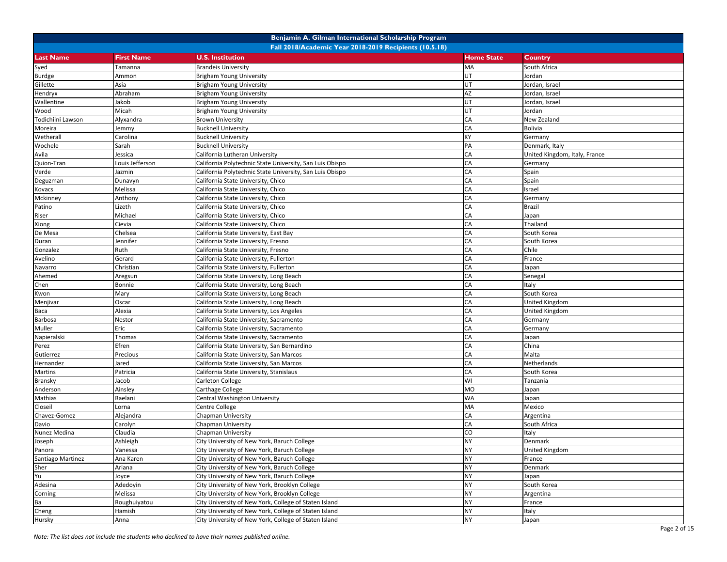| Benjamin A. Gilman International Scholarship Program | | | | |
|---|---|---|---|---|
| Fall 2018/Academic Year 2018-2019 Recipients (10.5.18) | | | | |
| **Last Name** | **First Name** | **U.S. Institution** | **Home State** | **Country** |
| Syed | Tamanna | Brandeis University | MA | South Africa |
| Burdge | Ammon | Brigham Young University | UT | Jordan |
| Gillette | Asia | Brigham Young University | UT | Jordan, Israel |
| Hendryx | Abraham | Brigham Young University | AZ | Jordan, Israel |
| Wallentine | Jakob | Brigham Young University | UT | Jordan, Israel |
| Wood | Micah | Brigham Young University | UT | Jordan |
| Todichiini Lawson | Alyxandra | Brown University | CA | New Zealand |
| Moreira | Jemmy | Bucknell University | CA | Bolivia |
| Wetherall | Carolina | Bucknell University | KY | Germany |
| Wochele | Sarah | Bucknell University | PA | Denmark, Italy |
| Avila | Jessica | California Lutheran University | CA | United Kingdom, Italy, France |
| Quion-Tran | Louis Jefferson | California Polytechnic State University, San Luis Obispo | CA | Germany |
| Verde | Jazmin | California Polytechnic State University, San Luis Obispo | CA | Spain |
| Deguzman | Dunavyn | California State University, Chico | CA | Spain |
| Kovacs | Melissa | California State University, Chico | CA | Israel |
| Mckinney | Anthony | California State University, Chico | CA | Germany |
| Patino | Lizeth | California State University, Chico | CA | Brazil |
| Riser | Michael | California State University, Chico | CA | Japan |
| Xiong | Cievia | California State University, Chico | CA | Thailand |
| De Mesa | Chelsea | California State University, East Bay | CA | South Korea |
| Duran | Jennifer | California State University, Fresno | CA | South Korea |
| Gonzalez | Ruth | California State University, Fresno | CA | Chile |
| Avelino | Gerard | California State University, Fullerton | CA | France |
| Navarro | Christian | California State University, Fullerton | CA | Japan |
| Ahemed | Aregsun | California State University, Long Beach | CA | Senegal |
| Chen | Bonnie | California State University, Long Beach | CA | Italy |
| Kwon | Mary | California State University, Long Beach | CA | South Korea |
| Menjivar | Oscar | California State University, Long Beach | CA | United Kingdom |
| Baca | Alexia | California State University, Los Angeles | CA | United Kingdom |
| Barbosa | Nestor | California State University, Sacramento | CA | Germany |
| Muller | Eric | California State University, Sacramento | CA | Germany |
| Napieralski | Thomas | California State University, Sacramento | CA | Japan |
| Perez | Efren | California State University, San Bernardino | CA | China |
| Gutierrez | Precious | California State University, San Marcos | CA | Malta |
| Hernandez | Jared | California State University, San Marcos | CA | Netherlands |
| Martins | Patricia | California State University, Stanislaus | CA | South Korea |
| Bransky | Jacob | Carleton College | WI | Tanzania |
| Anderson | Ainsley | Carthage College | MO | Japan |
| Mathias | Raelani | Central Washington University | WA | Japan |
| Closeil | Lorna | Centre College | MA | Mexico |
| Chavez-Gomez | Alejandra | Chapman University | CA | Argentina |
| Davio | Carolyn | Chapman University | CA | South Africa |
| Nunez Medina | Claudia | Chapman University | CO | Italy |
| Joseph | Ashleigh | City University of New York, Baruch College | NY | Denmark |
| Panora | Vanessa | City University of New York, Baruch College | NY | United Kingdom |
| Santiago Martinez | Ana Karen | City University of New York, Baruch College | NY | France |
| Sher | Ariana | City University of New York, Baruch College | NY | Denmark |
| Yu | Joyce | City University of New York, Baruch College | NY | Japan |
| Adesina | Adedoyin | City University of New York, Brooklyn College | NY | South Korea |
| Corning | Melissa | City University of New York, Brooklyn College | NY | Argentina |
| Ba | Roughuiyatou | City University of New York, College of Staten Island | NY | France |
| Cheng | Hamish | City University of New York, College of Staten Island | NY | Italy |
| Hursky | Anna | City University of New York, College of Staten Island | NY | Japan |

*Note: The list does not include the students who declined to have their names published online.*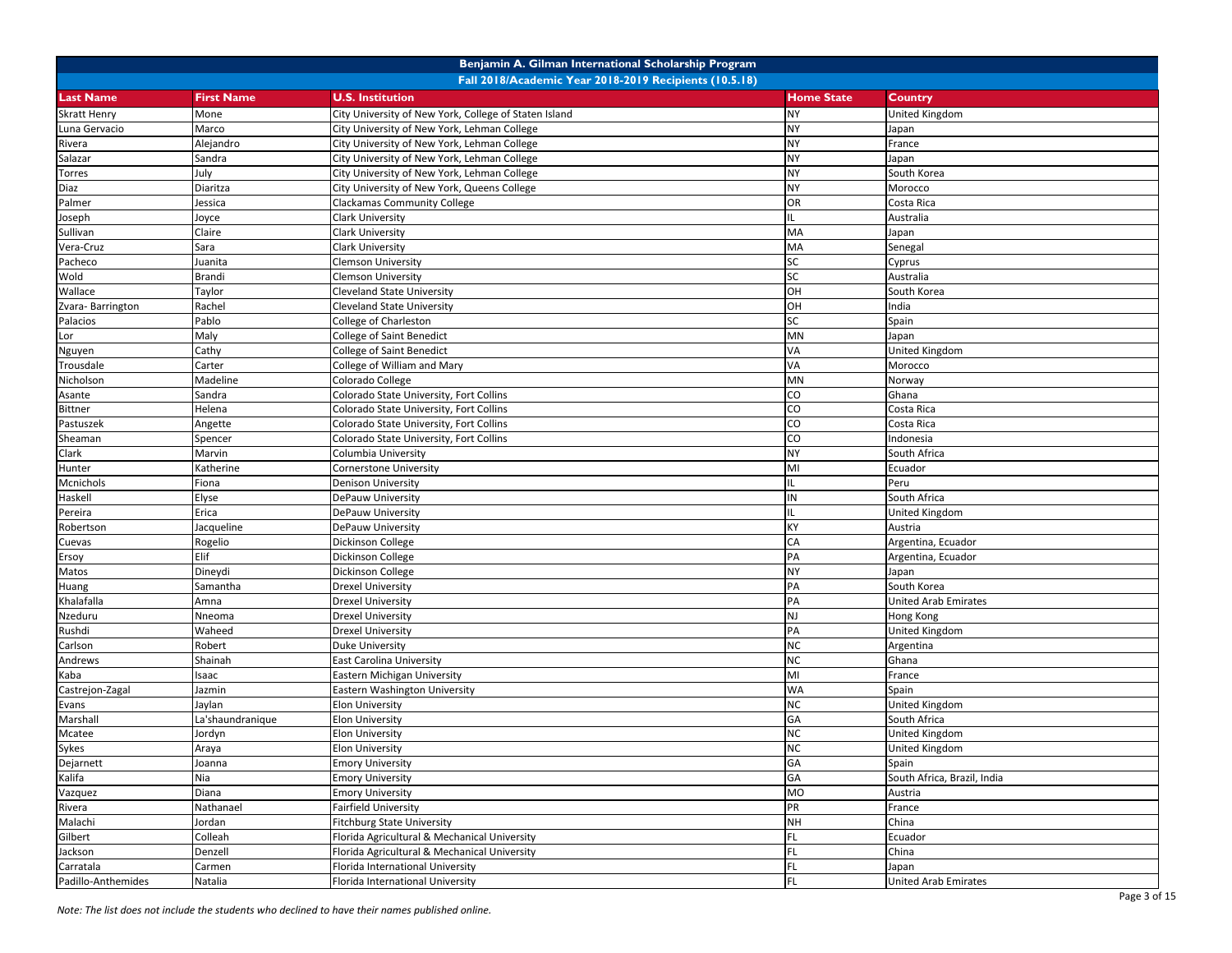# Benjamin A. Gilman International Scholarship Program

## Fall 2018/Academic Year 2018-2019 Recipients (10.5.18)

| Last Name | First Name | U.S. Institution | Home State | Country |
|---|---|---|---|---|
| Skratt Henry | Mone | City University of New York, College of Staten Island | NY | United Kingdom |
| Luna Gervacio | Marco | City University of New York, Lehman College | NY | Japan |
| Rivera | Alejandro | City University of New York, Lehman College | NY | France |
| Salazar | Sandra | City University of New York, Lehman College | NY | Japan |
| Torres | July | City University of New York, Lehman College | NY | South Korea |
| Diaz | Diaritza | City University of New York, Queens College | NY | Morocco |
| Palmer | Jessica | Clackamas Community College | OR | Costa Rica |
| Joseph | Joyce | Clark University | IL | Australia |
| Sullivan | Claire | Clark University | MA | Japan |
| Vera-Cruz | Sara | Clark University | MA | Senegal |
| Pacheco | Juanita | Clemson University | SC | Cyprus |
| Wold | Brandi | Clemson University | SC | Australia |
| Wallace | Taylor | Cleveland State University | OH | South Korea |
| Zvara- Barrington | Rachel | Cleveland State University | OH | India |
| Palacios | Pablo | College of Charleston | SC | Spain |
| Lor | Maly | College of Saint Benedict | MN | Japan |
| Nguyen | Cathy | College of Saint Benedict | VA | United Kingdom |
| Trousdale | Carter | College of William and Mary | VA | Morocco |
| Nicholson | Madeline | Colorado College | MN | Norway |
| Asante | Sandra | Colorado State University, Fort Collins | CO | Ghana |
| Bittner | Helena | Colorado State University, Fort Collins | CO | Costa Rica |
| Pastuszek | Angette | Colorado State University, Fort Collins | CO | Costa Rica |
| Sheaman | Spencer | Colorado State University, Fort Collins | CO | Indonesia |
| Clark | Marvin | Columbia University | NY | South Africa |
| Hunter | Katherine | Cornerstone University | MI | Ecuador |
| Mcnichols | Fiona | Denison University | IL | Peru |
| Haskell | Elyse | DePauw University | IN | South Africa |
| Pereira | Erica | DePauw University | IL | United Kingdom |
| Robertson | Jacqueline | DePauw University | KY | Austria |
| Cuevas | Rogelio | Dickinson College | CA | Argentina, Ecuador |
| Ersoy | Elif | Dickinson College | PA | Argentina, Ecuador |
| Matos | Dineydi | Dickinson College | NY | Japan |
| Huang | Samantha | Drexel University | PA | South Korea |
| Khalafalla | Amna | Drexel University | PA | United Arab Emirates |
| Nzeduru | Nneoma | Drexel University | NJ | Hong Kong |
| Rushdi | Waheed | Drexel University | PA | United Kingdom |
| Carlson | Robert | Duke University | NC | Argentina |
| Andrews | Shainah | East Carolina University | NC | Ghana |
| Kaba | Isaac | Eastern Michigan University | MI | France |
| Castrejon-Zagal | Jazmin | Eastern Washington University | WA | Spain |
| Evans | Jaylan | Elon University | NC | United Kingdom |
| Marshall | La'shaundranique | Elon University | GA | South Africa |
| Mcatee | Jordyn | Elon University | NC | United Kingdom |
| Sykes | Araya | Elon University | NC | United Kingdom |
| Dejarnett | Joanna | Emory University | GA | Spain |
| Kalifa | Nia | Emory University | GA | South Africa, Brazil, India |
| Vazquez | Diana | Emory University | MO | Austria |
| Rivera | Nathanael | Fairfield University | PR | France |
| Malachi | Jordan | Fitchburg State University | NH | China |
| Gilbert | Colleah | Florida Agricultural & Mechanical University | FL | Ecuador |
| Jackson | Denzell | Florida Agricultural & Mechanical University | FL | China |
| Carratala | Carmen | Florida International University | FL | Japan |
| Padillo-Anthemides | Natalia | Florida International University | FL | United Arab Emirates |

*Note: The list does not include the students who declined to have their names published online.*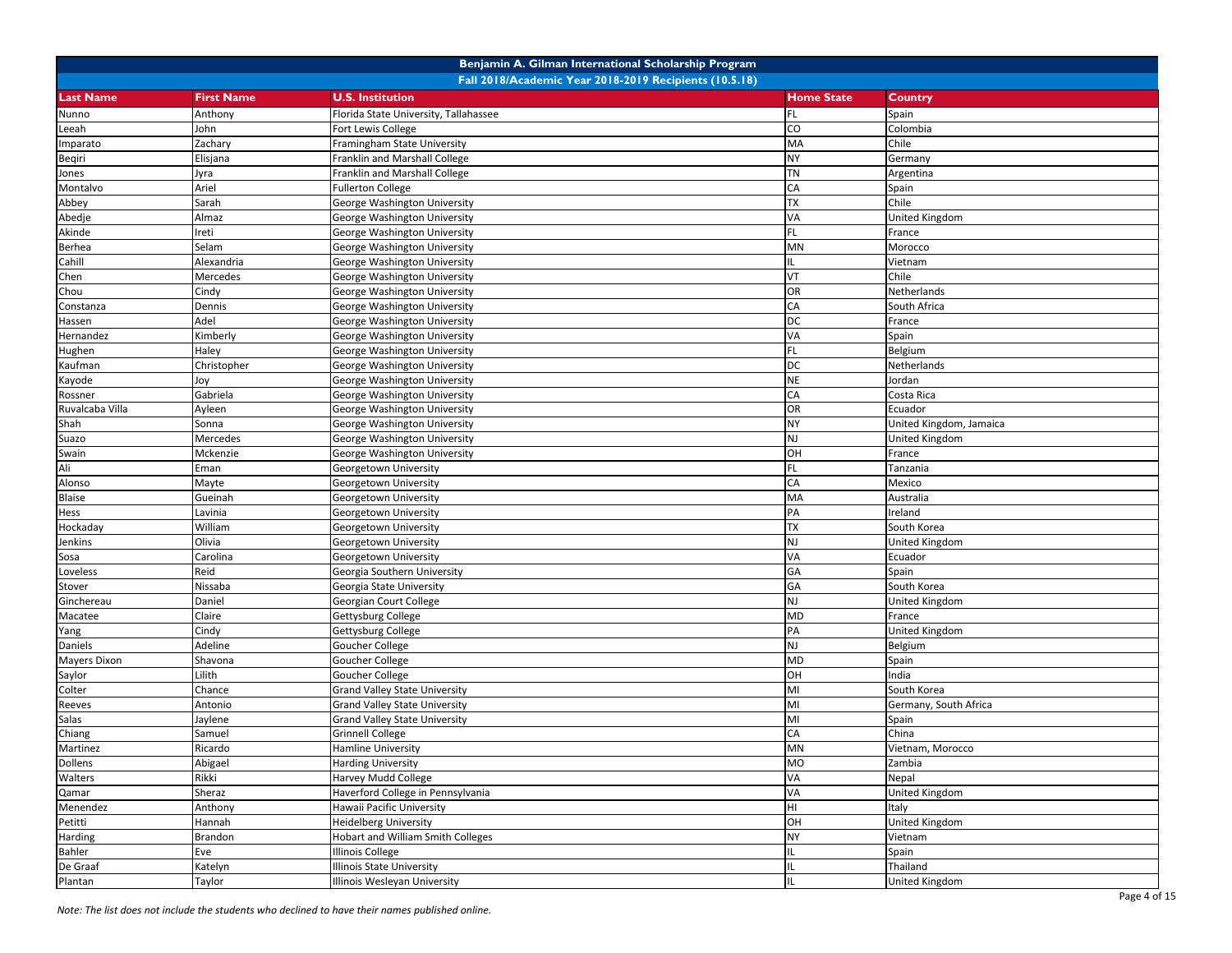| Benjamin A. Gilman International Scholarship Program | | | | |
|---|---|---|---|---|
| Fall 2018/Academic Year 2018-2019 Recipients (10.5.18) | | | | |
| **Last Name** | **First Name** | **U.S. Institution** | **Home State** | **Country** |
| Nunno | Anthony | Florida State University, Tallahassee | FL | Spain |
| Leeah | John | Fort Lewis College | CO | Colombia |
| Imparato | Zachary | Framingham State University | MA | Chile |
| Beqiri | Elisjana | Franklin and Marshall College | NY | Germany |
| Jones | Jyra | Franklin and Marshall College | TN | Argentina |
| Montalvo | Ariel | Fullerton College | CA | Spain |
| Abbey | Sarah | George Washington University | TX | Chile |
| Abedje | Almaz | George Washington University | VA | United Kingdom |
| Akinde | Ireti | George Washington University | FL | France |
| Berhea | Selam | George Washington University | MN | Morocco |
| Cahill | Alexandria | George Washington University | IL | Vietnam |
| Chen | Mercedes | George Washington University | VT | Chile |
| Chou | Cindy | George Washington University | OR | Netherlands |
| Constanza | Dennis | George Washington University | CA | South Africa |
| Hassen | Adel | George Washington University | DC | France |
| Hernandez | Kimberly | George Washington University | VA | Spain |
| Hughen | Haley | George Washington University | FL | Belgium |
| Kaufman | Christopher | George Washington University | DC | Netherlands |
| Kayode | Joy | George Washington University | NE | Jordan |
| Rossner | Gabriela | George Washington University | CA | Costa Rica |
| Ruvalcaba Villa | Ayleen | George Washington University | OR | Ecuador |
| Shah | Sonna | George Washington University | NY | United Kingdom, Jamaica |
| Suazo | Mercedes | George Washington University | NJ | United Kingdom |
| Swain | Mckenzie | George Washington University | OH | France |
| Ali | Eman | Georgetown University | FL | Tanzania |
| Alonso | Mayte | Georgetown University | CA | Mexico |
| Blaise | Gueinah | Georgetown University | MA | Australia |
| Hess | Lavinia | Georgetown University | PA | Ireland |
| Hockaday | William | Georgetown University | TX | South Korea |
| Jenkins | Olivia | Georgetown University | NJ | United Kingdom |
| Sosa | Carolina | Georgetown University | VA | Ecuador |
| Loveless | Reid | Georgia Southern University | GA | Spain |
| Stover | Nissaba | Georgia State University | GA | South Korea |
| Ginchereau | Daniel | Georgian Court College | NJ | United Kingdom |
| Macatee | Claire | Gettysburg College | MD | France |
| Yang | Cindy | Gettysburg College | PA | United Kingdom |
| Daniels | Adeline | Goucher College | NJ | Belgium |
| Mayers Dixon | Shavona | Goucher College | MD | Spain |
| Saylor | Lilith | Goucher College | OH | India |
| Colter | Chance | Grand Valley State University | MI | South Korea |
| Reeves | Antonio | Grand Valley State University | MI | Germany, South Africa |
| Salas | Jaylene | Grand Valley State University | MI | Spain |
| Chiang | Samuel | Grinnell College | CA | China |
| Martinez | Ricardo | Hamline University | MN | Vietnam, Morocco |
| Dollens | Abigael | Harding University | MO | Zambia |
| Walters | Rikki | Harvey Mudd College | VA | Nepal |
| Qamar | Sheraz | Haverford College in Pennsylvania | VA | United Kingdom |
| Menendez | Anthony | Hawaii Pacific University | HI | Italy |
| Petitti | Hannah | Heidelberg University | OH | United Kingdom |
| Harding | Brandon | Hobart and William Smith Colleges | NY | Vietnam |
| Bahler | Eve | Illinois College | IL | Spain |
| De Graaf | Katelyn | Illinois State University | IL | Thailand |
| Plantan | Taylor | Illinois Wesleyan University | IL | United Kingdom |

*Note: The list does not include the students who declined to have their names published online.*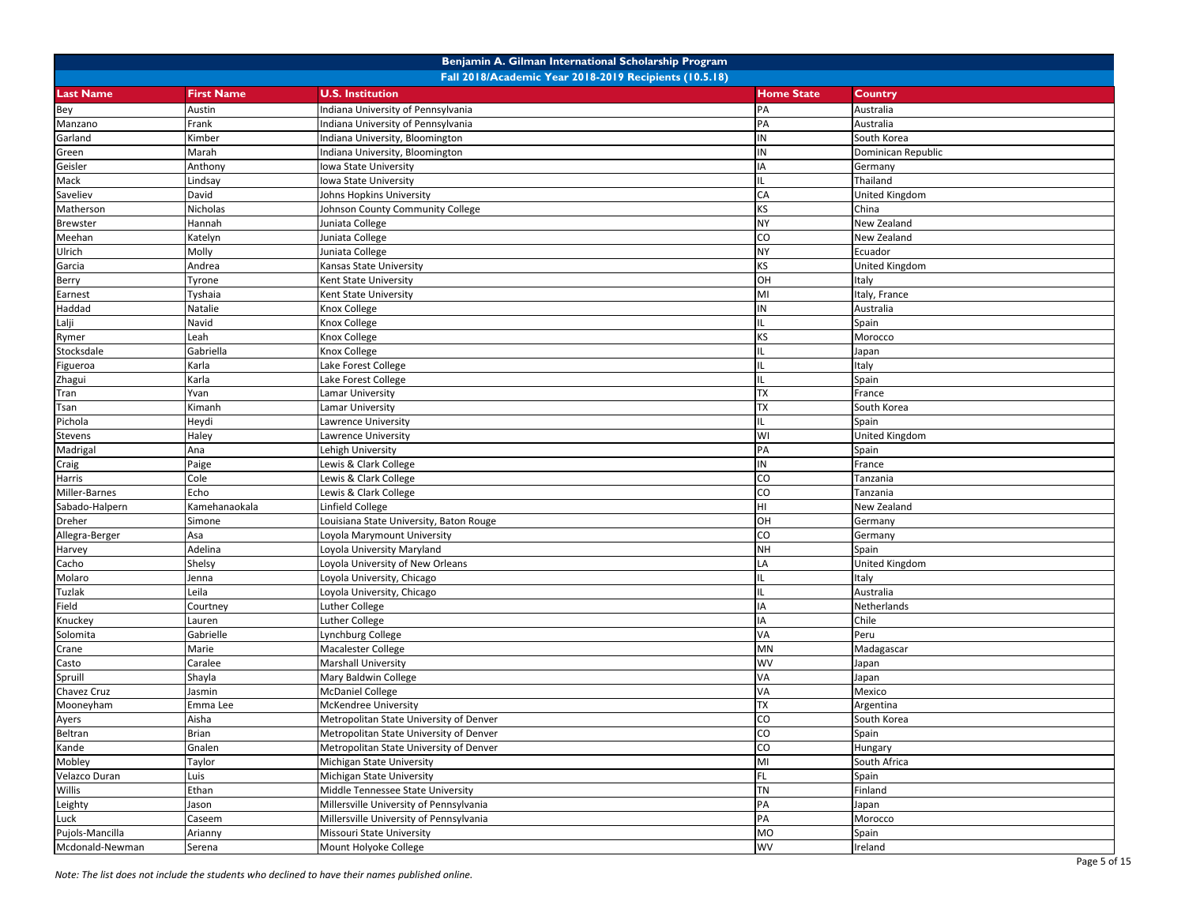| Benjamin A. Gilman International Scholarship Program | | | | |
|---|---|---|---|---|
| Fall 2018/Academic Year 2018-2019 Recipients (10.5.18) | | | | |
| **Last Name** | **First Name** | **U.S. Institution** | **Home State** | **Country** |
| Bey | Austin | Indiana University of Pennsylvania | PA | Australia |
| Manzano | Frank | Indiana University of Pennsylvania | PA | Australia |
| Garland | Kimber | Indiana University, Bloomington | IN | South Korea |
| Green | Marah | Indiana University, Bloomington | IN | Dominican Republic |
| Geisler | Anthony | Iowa State University | IA | Germany |
| Mack | Lindsay | Iowa State University | IL | Thailand |
| Saveliev | David | Johns Hopkins University | CA | United Kingdom |
| Matherson | Nicholas | Johnson County Community College | KS | China |
| Brewster | Hannah | Juniata College | NY | New Zealand |
| Meehan | Katelyn | Juniata College | CO | New Zealand |
| Ulrich | Molly | Juniata College | NY | Ecuador |
| Garcia | Andrea | Kansas State University | KS | United Kingdom |
| Berry | Tyrone | Kent State University | OH | Italy |
| Earnest | Tyshaia | Kent State University | MI | Italy, France |
| Haddad | Natalie | Knox College | IN | Australia |
| Lalji | Navid | Knox College | IL | Spain |
| Rymer | Leah | Knox College | KS | Morocco |
| Stocksdale | Gabriella | Knox College | IL | Japan |
| Figueroa | Karla | Lake Forest College | IL | Italy |
| Zhagui | Karla | Lake Forest College | IL | Spain |
| Tran | Yvan | Lamar University | TX | France |
| Tsan | Kimanh | Lamar University | TX | South Korea |
| Pichola | Heydi | Lawrence University | IL | Spain |
| Stevens | Haley | Lawrence University | WI | United Kingdom |
| Madrigal | Ana | Lehigh University | PA | Spain |
| Craig | Paige | Lewis & Clark College | IN | France |
| Harris | Cole | Lewis & Clark College | CO | Tanzania |
| Miller-Barnes | Echo | Lewis & Clark College | CO | Tanzania |
| Sabado-Halpern | Kamehanaokala | Linfield College | HI | New Zealand |
| Dreher | Simone | Louisiana State University, Baton Rouge | OH | Germany |
| Allegra-Berger | Asa | Loyola Marymount University | CO | Germany |
| Harvey | Adelina | Loyola University Maryland | NH | Spain |
| Cacho | Shelsy | Loyola University of New Orleans | LA | United Kingdom |
| Molaro | Jenna | Loyola University, Chicago | IL | Italy |
| Tuzlak | Leila | Loyola University, Chicago | IL | Australia |
| Field | Courtney | Luther College | IA | Netherlands |
| Knuckey | Lauren | Luther College | IA | Chile |
| Solomita | Gabrielle | Lynchburg College | VA | Peru |
| Crane | Marie | Macalester College | MN | Madagascar |
| Casto | Caralee | Marshall University | WV | Japan |
| Spruill | Shayla | Mary Baldwin College | VA | Japan |
| Chavez Cruz | Jasmin | McDaniel College | VA | Mexico |
| Mooneyham | Emma Lee | McKendree University | TX | Argentina |
| Ayers | Aisha | Metropolitan State University of Denver | CO | South Korea |
| Beltran | Brian | Metropolitan State University of Denver | CO | Spain |
| Kande | Gnalen | Metropolitan State University of Denver | CO | Hungary |
| Mobley | Taylor | Michigan State University | MI | South Africa |
| Velazco Duran | Luis | Michigan State University | FL | Spain |
| Willis | Ethan | Middle Tennessee State University | TN | Finland |
| Leighty | Jason | Millersville University of Pennsylvania | PA | Japan |
| Luck | Caseem | Millersville University of Pennsylvania | PA | Morocco |
| Pujols-Mancilla | Arianny | Missouri State University | MO | Spain |
| Mcdonald-Newman | Serena | Mount Holyoke College | WV | Ireland |

*Note: The list does not include the students who declined to have their names published online.*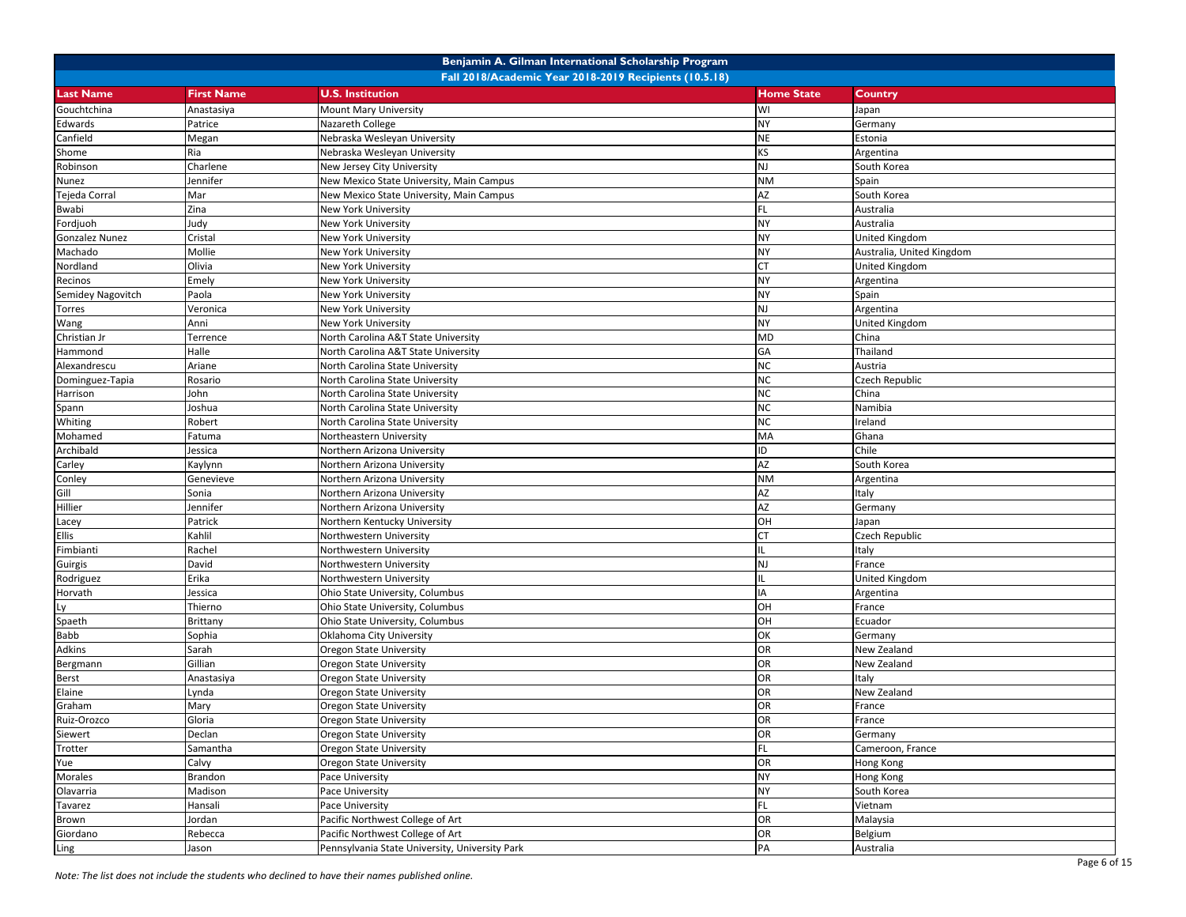| Benjamin A. Gilman International Scholarship Program | | | | |
|---|---|---|---|---|
| Fall 2018/Academic Year 2018-2019 Recipients (10.5.18) | | | | |
| **Last Name** | **First Name** | **U.S. Institution** | **Home State** | **Country** |
| Gouchtchina | Anastasiya | Mount Mary University | WI | Japan |
| Edwards | Patrice | Nazareth College | NY | Germany |
| Canfield | Megan | Nebraska Wesleyan University | NE | Estonia |
| Shome | Ria | Nebraska Wesleyan University | KS | Argentina |
| Robinson | Charlene | New Jersey City University | NJ | South Korea |
| Nunez | Jennifer | New Mexico State University, Main Campus | NM | Spain |
| Tejeda Corral | Mar | New Mexico State University, Main Campus | AZ | South Korea |
| Bwabi | Zina | New York University | FL | Australia |
| Fordjuoh | Judy | New York University | NY | Australia |
| Gonzalez Nunez | Cristal | New York University | NY | United Kingdom |
| Machado | Mollie | New York University | NY | Australia, United Kingdom |
| Nordland | Olivia | New York University | CT | United Kingdom |
| Recinos | Emely | New York University | NY | Argentina |
| Semidey Nagovitch | Paola | New York University | NY | Spain |
| Torres | Veronica | New York University | NJ | Argentina |
| Wang | Anni | New York University | NY | United Kingdom |
| Christian Jr | Terrence | North Carolina A&T State University | MD | China |
| Hammond | Halle | North Carolina A&T State University | GA | Thailand |
| Alexandrescu | Ariane | North Carolina State University | NC | Austria |
| Dominguez-Tapia | Rosario | North Carolina State University | NC | Czech Republic |
| Harrison | John | North Carolina State University | NC | China |
| Spann | Joshua | North Carolina State University | NC | Namibia |
| Whiting | Robert | North Carolina State University | NC | Ireland |
| Mohamed | Fatuma | Northeastern University | MA | Ghana |
| Archibald | Jessica | Northern Arizona University | ID | Chile |
| Carley | Kaylynn | Northern Arizona University | AZ | South Korea |
| Conley | Genevieve | Northern Arizona University | NM | Argentina |
| Gill | Sonia | Northern Arizona University | AZ | Italy |
| Hillier | Jennifer | Northern Arizona University | AZ | Germany |
| Lacey | Patrick | Northern Kentucky University | OH | Japan |
| Ellis | Kahlil | Northwestern University | CT | Czech Republic |
| Fimbianti | Rachel | Northwestern University | IL | Italy |
| Guirgis | David | Northwestern University | NJ | France |
| Rodriguez | Erika | Northwestern University | IL | United Kingdom |
| Horvath | Jessica | Ohio State University, Columbus | IA | Argentina |
| Ly | Thierno | Ohio State University, Columbus | OH | France |
| Spaeth | Brittany | Ohio State University, Columbus | OH | Ecuador |
| Babb | Sophia | Oklahoma City University | OK | Germany |
| Adkins | Sarah | Oregon State University | OR | New Zealand |
| Bergmann | Gillian | Oregon State University | OR | New Zealand |
| Berst | Anastasiya | Oregon State University | OR | Italy |
| Elaine | Lynda | Oregon State University | OR | New Zealand |
| Graham | Mary | Oregon State University | OR | France |
| Ruiz-Orozco | Gloria | Oregon State University | OR | France |
| Siewert | Declan | Oregon State University | OR | Germany |
| Trotter | Samantha | Oregon State University | FL | Cameroon, France |
| Yue | Calvy | Oregon State University | OR | Hong Kong |
| Morales | Brandon | Pace University | NY | Hong Kong |
| Olavarria | Madison | Pace University | NY | South Korea |
| Tavarez | Hansali | Pace University | FL | Vietnam |
| Brown | Jordan | Pacific Northwest College of Art | OR | Malaysia |
| Giordano | Rebecca | Pacific Northwest College of Art | OR | Belgium |
| Ling | Jason | Pennsylvania State University, University Park | PA | Australia |

*Note: The list does not include the students who declined to have their names published online.*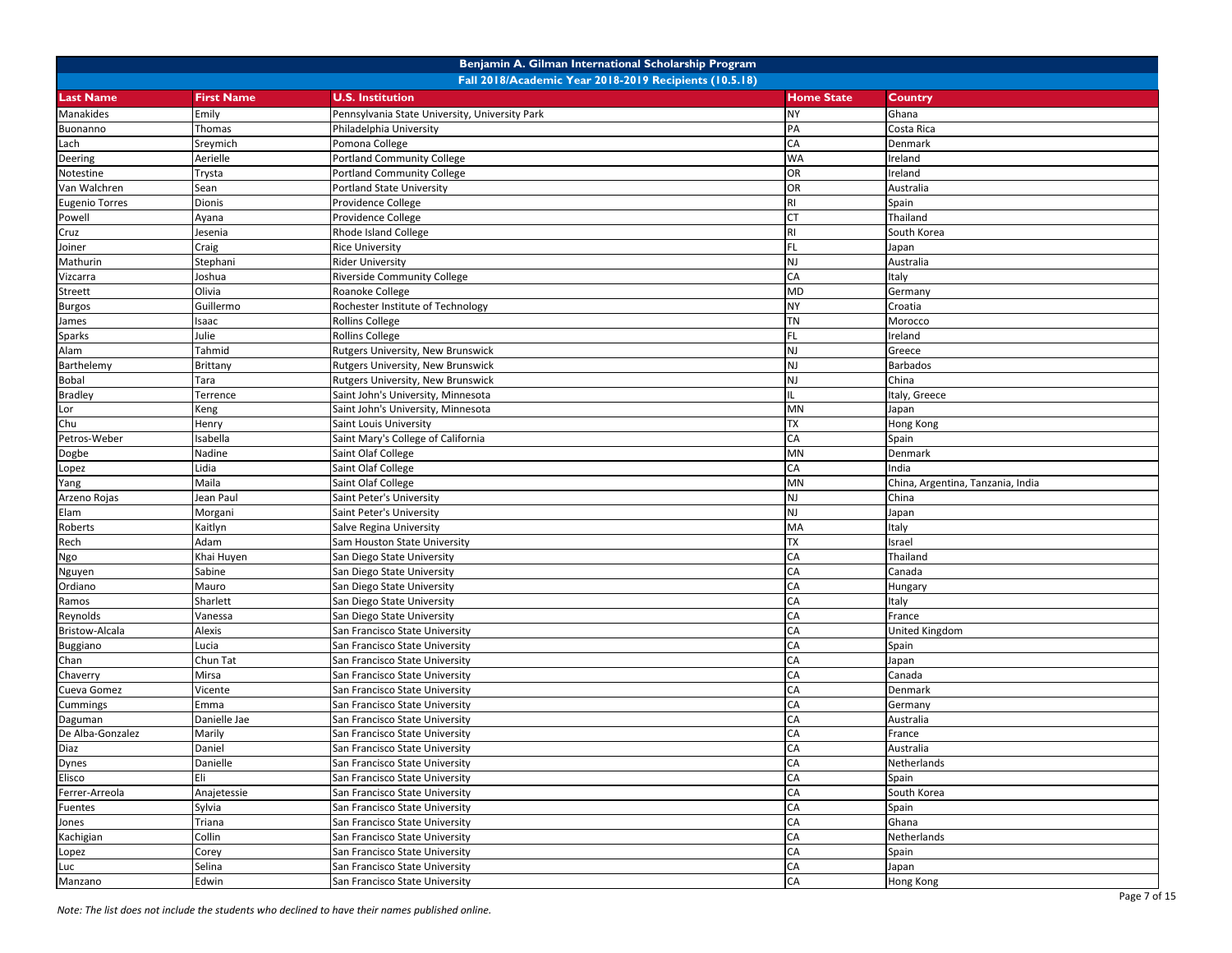| Benjamin A. Gilman International Scholarship Program | | | | |
|---|---|---|---|---|
| Fall 2018/Academic Year 2018-2019 Recipients (10.5.18) | | | | |
| **Last Name** | **First Name** | **U.S. Institution** | **Home State** | **Country** |
| Manakides | Emily | Pennsylvania State University, University Park | NY | Ghana |
| Buonanno | Thomas | Philadelphia University | PA | Costa Rica |
| Lach | Sreymich | Pomona College | CA | Denmark |
| Deering | Aerielle | Portland Community College | WA | Ireland |
| Notestine | Trysta | Portland Community College | OR | Ireland |
| Van Walchren | Sean | Portland State University | OR | Australia |
| Eugenio Torres | Dionis | Providence College | RI | Spain |
| Powell | Ayana | Providence College | CT | Thailand |
| Cruz | Jesenia | Rhode Island College | RI | South Korea |
| Joiner | Craig | Rice University | FL | Japan |
| Mathurin | Stephani | Rider University | NJ | Australia |
| Vizcarra | Joshua | Riverside Community College | CA | Italy |
| Streett | Olivia | Roanoke College | MD | Germany |
| Burgos | Guillermo | Rochester Institute of Technology | NY | Croatia |
| James | Isaac | Rollins College | TN | Morocco |
| Sparks | Julie | Rollins College | FL | Ireland |
| Alam | Tahmid | Rutgers University, New Brunswick | NJ | Greece |
| Barthelemy | Brittany | Rutgers University, New Brunswick | NJ | Barbados |
| Bobal | Tara | Rutgers University, New Brunswick | NJ | China |
| Bradley | Terrence | Saint John's University, Minnesota | IL | Italy, Greece |
| Lor | Keng | Saint John's University, Minnesota | MN | Japan |
| Chu | Henry | Saint Louis University | TX | Hong Kong |
| Petros-Weber | Isabella | Saint Mary's College of California | CA | Spain |
| Dogbe | Nadine | Saint Olaf College | MN | Denmark |
| Lopez | Lidia | Saint Olaf College | CA | India |
| Yang | Maila | Saint Olaf College | MN | China, Argentina, Tanzania, India |
| Arzeno Rojas | Jean Paul | Saint Peter's University | NJ | China |
| Elam | Morgani | Saint Peter's University | NJ | Japan |
| Roberts | Kaitlyn | Salve Regina University | MA | Italy |
| Rech | Adam | Sam Houston State University | TX | Israel |
| Ngo | Khai Huyen | San Diego State University | CA | Thailand |
| Nguyen | Sabine | San Diego State University | CA | Canada |
| Ordiano | Mauro | San Diego State University | CA | Hungary |
| Ramos | Sharlett | San Diego State University | CA | Italy |
| Reynolds | Vanessa | San Diego State University | CA | France |
| Bristow-Alcala | Alexis | San Francisco State University | CA | United Kingdom |
| Buggiano | Lucia | San Francisco State University | CA | Spain |
| Chan | Chun Tat | San Francisco State University | CA | Japan |
| Chaverry | Mirsa | San Francisco State University | CA | Canada |
| Cueva Gomez | Vicente | San Francisco State University | CA | Denmark |
| Cummings | Emma | San Francisco State University | CA | Germany |
| Daguman | Danielle Jae | San Francisco State University | CA | Australia |
| De Alba-Gonzalez | Marily | San Francisco State University | CA | France |
| Diaz | Daniel | San Francisco State University | CA | Australia |
| Dynes | Danielle | San Francisco State University | CA | Netherlands |
| Elisco | Eli | San Francisco State University | CA | Spain |
| Ferrer-Arreola | Anajetessie | San Francisco State University | CA | South Korea |
| Fuentes | Sylvia | San Francisco State University | CA | Spain |
| Jones | Triana | San Francisco State University | CA | Ghana |
| Kachigian | Collin | San Francisco State University | CA | Netherlands |
| Lopez | Corey | San Francisco State University | CA | Spain |
| Luc | Selina | San Francisco State University | CA | Japan |
| Manzano | Edwin | San Francisco State University | CA | Hong Kong |

*Note: The list does not include the students who declined to have their names published online.*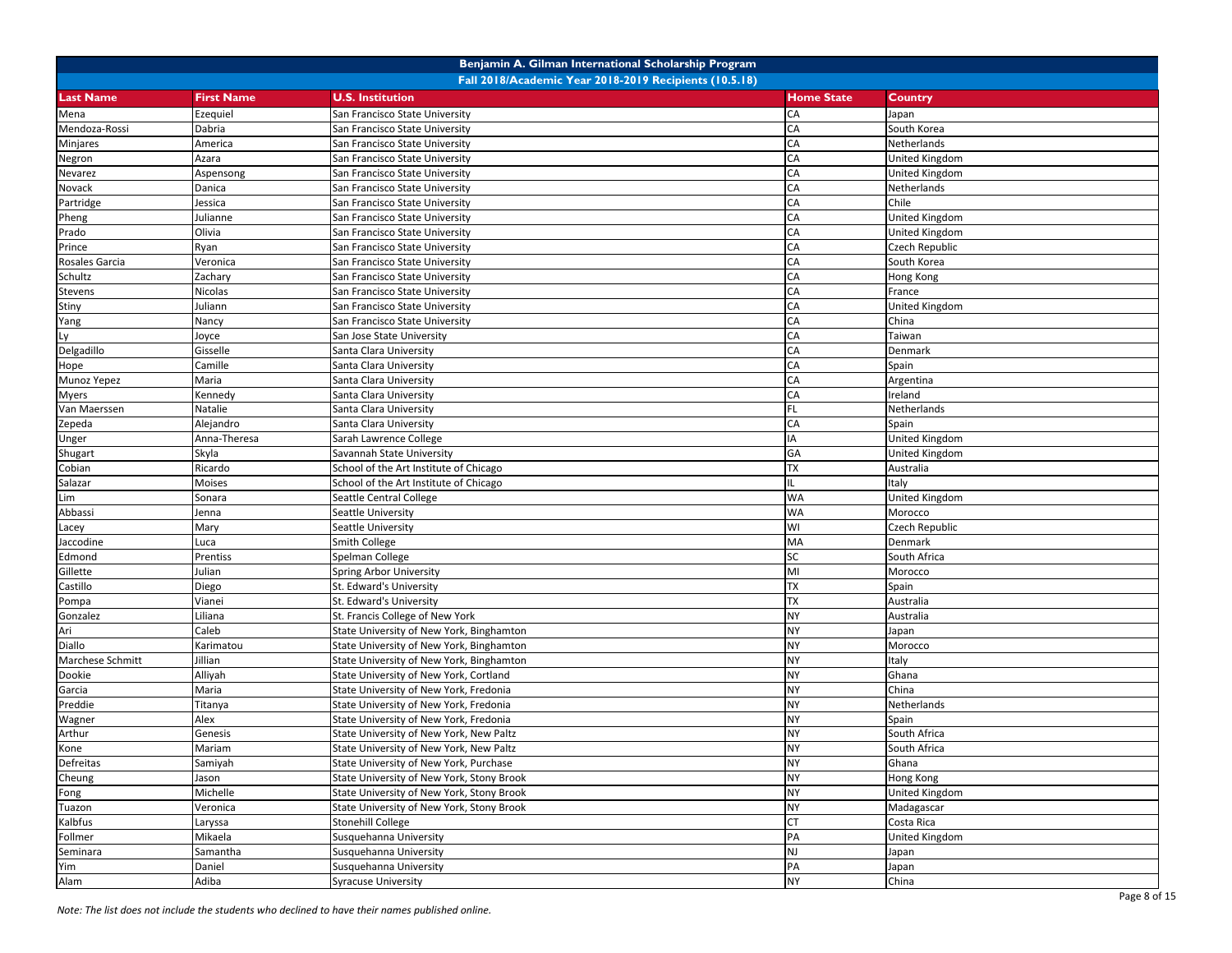| Benjamin A. Gilman International Scholarship Program | | | | |
|---|---|---|---|---|
| Fall 2018/Academic Year 2018-2019 Recipients (10.5.18) | | | | |
| **Last Name** | **First Name** | **U.S. Institution** | **Home State** | **Country** |
| Mena | Ezequiel | San Francisco State University | CA | Japan |
| Mendoza-Rossi | Dabria | San Francisco State University | CA | South Korea |
| Minjares | America | San Francisco State University | CA | Netherlands |
| Negron | Azara | San Francisco State University | CA | United Kingdom |
| Nevarez | Aspensong | San Francisco State University | CA | United Kingdom |
| Novack | Danica | San Francisco State University | CA | Netherlands |
| Partridge | Jessica | San Francisco State University | CA | Chile |
| Pheng | Julianne | San Francisco State University | CA | United Kingdom |
| Prado | Olivia | San Francisco State University | CA | United Kingdom |
| Prince | Ryan | San Francisco State University | CA | Czech Republic |
| Rosales Garcia | Veronica | San Francisco State University | CA | South Korea |
| Schultz | Zachary | San Francisco State University | CA | Hong Kong |
| Stevens | Nicolas | San Francisco State University | CA | France |
| Stiny | Juliann | San Francisco State University | CA | United Kingdom |
| Yang | Nancy | San Francisco State University | CA | China |
| Ly | Joyce | San Jose State University | CA | Taiwan |
| Delgadillo | Gisselle | Santa Clara University | CA | Denmark |
| Hope | Camille | Santa Clara University | CA | Spain |
| Munoz Yepez | Maria | Santa Clara University | CA | Argentina |
| Myers | Kennedy | Santa Clara University | CA | Ireland |
| Van Maerssen | Natalie | Santa Clara University | FL | Netherlands |
| Zepeda | Alejandro | Santa Clara University | CA | Spain |
| Unger | Anna-Theresa | Sarah Lawrence College | IA | United Kingdom |
| Shugart | Skyla | Savannah State University | GA | United Kingdom |
| Cobian | Ricardo | School of the Art Institute of Chicago | TX | Australia |
| Salazar | Moises | School of the Art Institute of Chicago | IL | Italy |
| Lim | Sonara | Seattle Central College | WA | United Kingdom |
| Abbassi | Jenna | Seattle University | WA | Morocco |
| Lacey | Mary | Seattle University | WI | Czech Republic |
| Jaccodine | Luca | Smith College | MA | Denmark |
| Edmond | Prentiss | Spelman College | SC | South Africa |
| Gillette | Julian | Spring Arbor University | MI | Morocco |
| Castillo | Diego | St. Edward's University | TX | Spain |
| Pompa | Vianei | St. Edward's University | TX | Australia |
| Gonzalez | Liliana | St. Francis College of New York | NY | Australia |
| Ari | Caleb | State University of New York, Binghamton | NY | Japan |
| Diallo | Karimatou | State University of New York, Binghamton | NY | Morocco |
| Marchese Schmitt | Jillian | State University of New York, Binghamton | NY | Italy |
| Dookie | Alliyah | State University of New York, Cortland | NY | Ghana |
| Garcia | Maria | State University of New York, Fredonia | NY | China |
| Preddie | Titanya | State University of New York, Fredonia | NY | Netherlands |
| Wagner | Alex | State University of New York, Fredonia | NY | Spain |
| Arthur | Genesis | State University of New York, New Paltz | NY | South Africa |
| Kone | Mariam | State University of New York, New Paltz | NY | South Africa |
| Defreitas | Samiyah | State University of New York, Purchase | NY | Ghana |
| Cheung | Jason | State University of New York, Stony Brook | NY | Hong Kong |
| Fong | Michelle | State University of New York, Stony Brook | NY | United Kingdom |
| Tuazon | Veronica | State University of New York, Stony Brook | NY | Madagascar |
| Kalbfus | Laryssa | Stonehill College | CT | Costa Rica |
| Follmer | Mikaela | Susquehanna University | PA | United Kingdom |
| Seminara | Samantha | Susquehanna University | NJ | Japan |
| Yim | Daniel | Susquehanna University | PA | Japan |
| Alam | Adiba | Syracuse University | NY | China |

*Note: The list does not include the students who declined to have their names published online.*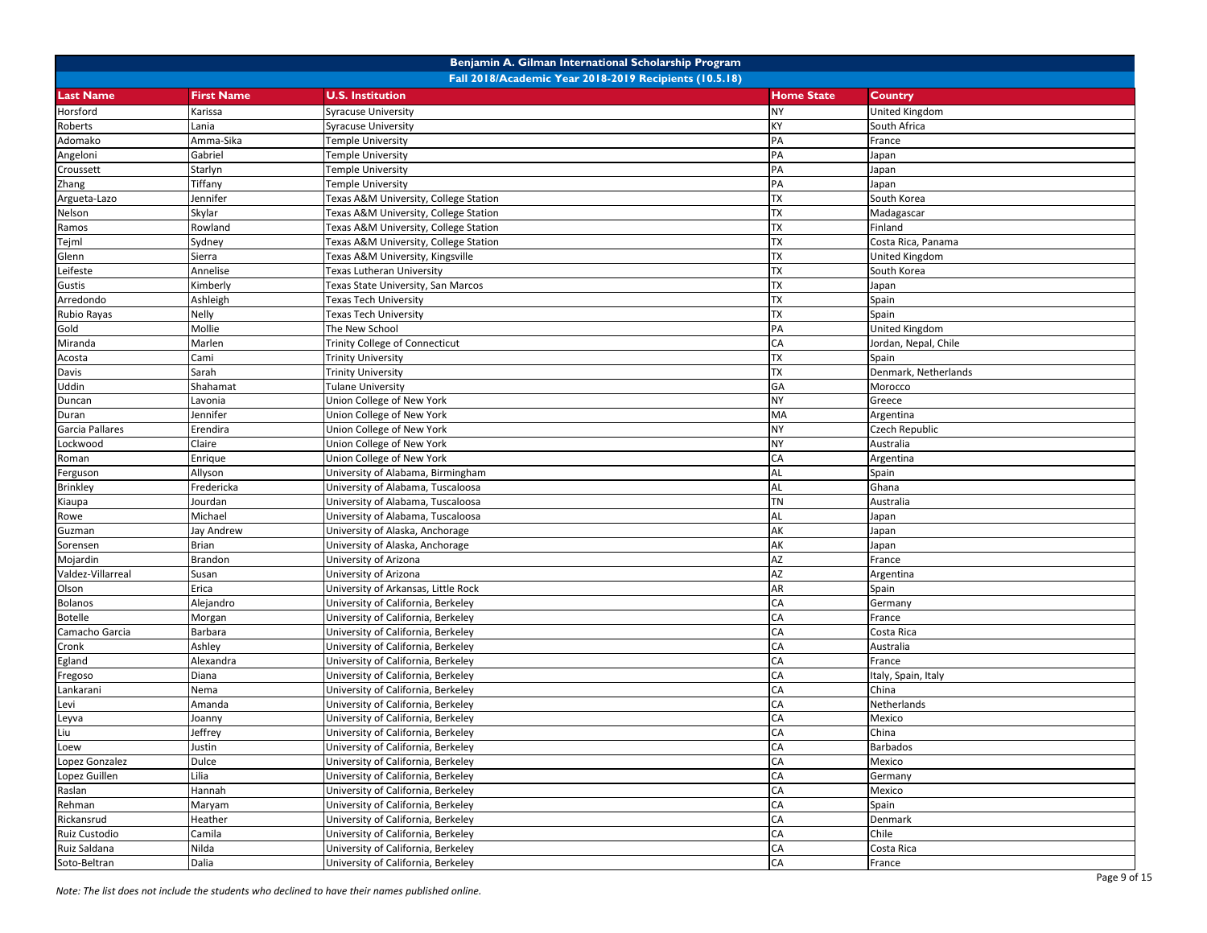# Benjamin A. Gilman International Scholarship Program

## Fall 2018/Academic Year 2018-2019 Recipients (10.5.18)

| Last Name | First Name | U.S. Institution | Home State | Country |
|---|---|---|---|---|
| Horsford | Karissa | Syracuse University | NY | United Kingdom |
| Roberts | Lania | Syracuse University | KY | South Africa |
| Adomako | Amma-Sika | Temple University | PA | France |
| Angeloni | Gabriel | Temple University | PA | Japan |
| Croussett | Starlyn | Temple University | PA | Japan |
| Zhang | Tiffany | Temple University | PA | Japan |
| Argueta-Lazo | Jennifer | Texas A&M University, College Station | TX | South Korea |
| Nelson | Skylar | Texas A&M University, College Station | TX | Madagascar |
| Ramos | Rowland | Texas A&M University, College Station | TX | Finland |
| Tejml | Sydney | Texas A&M University, College Station | TX | Costa Rica, Panama |
| Glenn | Sierra | Texas A&M University, Kingsville | TX | United Kingdom |
| Leifeste | Annelise | Texas Lutheran University | TX | South Korea |
| Gustis | Kimberly | Texas State University, San Marcos | TX | Japan |
| Arredondo | Ashleigh | Texas Tech University | TX | Spain |
| Rubio Rayas | Nelly | Texas Tech University | TX | Spain |
| Gold | Mollie | The New School | PA | United Kingdom |
| Miranda | Marlen | Trinity College of Connecticut | CA | Jordan, Nepal, Chile |
| Acosta | Cami | Trinity University | TX | Spain |
| Davis | Sarah | Trinity University | TX | Denmark, Netherlands |
| Uddin | Shahamat | Tulane University | GA | Morocco |
| Duncan | Lavonia | Union College of New York | NY | Greece |
| Duran | Jennifer | Union College of New York | MA | Argentina |
| Garcia Pallares | Erendira | Union College of New York | NY | Czech Republic |
| Lockwood | Claire | Union College of New York | NY | Australia |
| Roman | Enrique | Union College of New York | CA | Argentina |
| Ferguson | Allyson | University of Alabama, Birmingham | AL | Spain |
| Brinkley | Fredericka | University of Alabama, Tuscaloosa | AL | Ghana |
| Kiaupa | Jourdan | University of Alabama, Tuscaloosa | TN | Australia |
| Rowe | Michael | University of Alabama, Tuscaloosa | AL | Japan |
| Guzman | Jay Andrew | University of Alaska, Anchorage | AK | Japan |
| Sorensen | Brian | University of Alaska, Anchorage | AK | Japan |
| Mojardin | Brandon | University of Arizona | AZ | France |
| Valdez-Villarreal | Susan | University of Arizona | AZ | Argentina |
| Olson | Erica | University of Arkansas, Little Rock | AR | Spain |
| Bolanos | Alejandro | University of California, Berkeley | CA | Germany |
| Botelle | Morgan | University of California, Berkeley | CA | France |
| Camacho Garcia | Barbara | University of California, Berkeley | CA | Costa Rica |
| Cronk | Ashley | University of California, Berkeley | CA | Australia |
| Egland | Alexandra | University of California, Berkeley | CA | France |
| Fregoso | Diana | University of California, Berkeley | CA | Italy, Spain, Italy |
| Lankarani | Nema | University of California, Berkeley | CA | China |
| Levi | Amanda | University of California, Berkeley | CA | Netherlands |
| Leyva | Joanny | University of California, Berkeley | CA | Mexico |
| Liu | Jeffrey | University of California, Berkeley | CA | China |
| Loew | Justin | University of California, Berkeley | CA | Barbados |
| Lopez Gonzalez | Dulce | University of California, Berkeley | CA | Mexico |
| Lopez Guillen | Lilia | University of California, Berkeley | CA | Germany |
| Raslan | Hannah | University of California, Berkeley | CA | Mexico |
| Rehman | Maryam | University of California, Berkeley | CA | Spain |
| Rickansrud | Heather | University of California, Berkeley | CA | Denmark |
| Ruiz Custodio | Camila | University of California, Berkeley | CA | Chile |
| Ruiz Saldana | Nilda | University of California, Berkeley | CA | Costa Rica |
| Soto-Beltran | Dalia | University of California, Berkeley | CA | France |

*Note: The list does not include the students who declined to have their names published online.*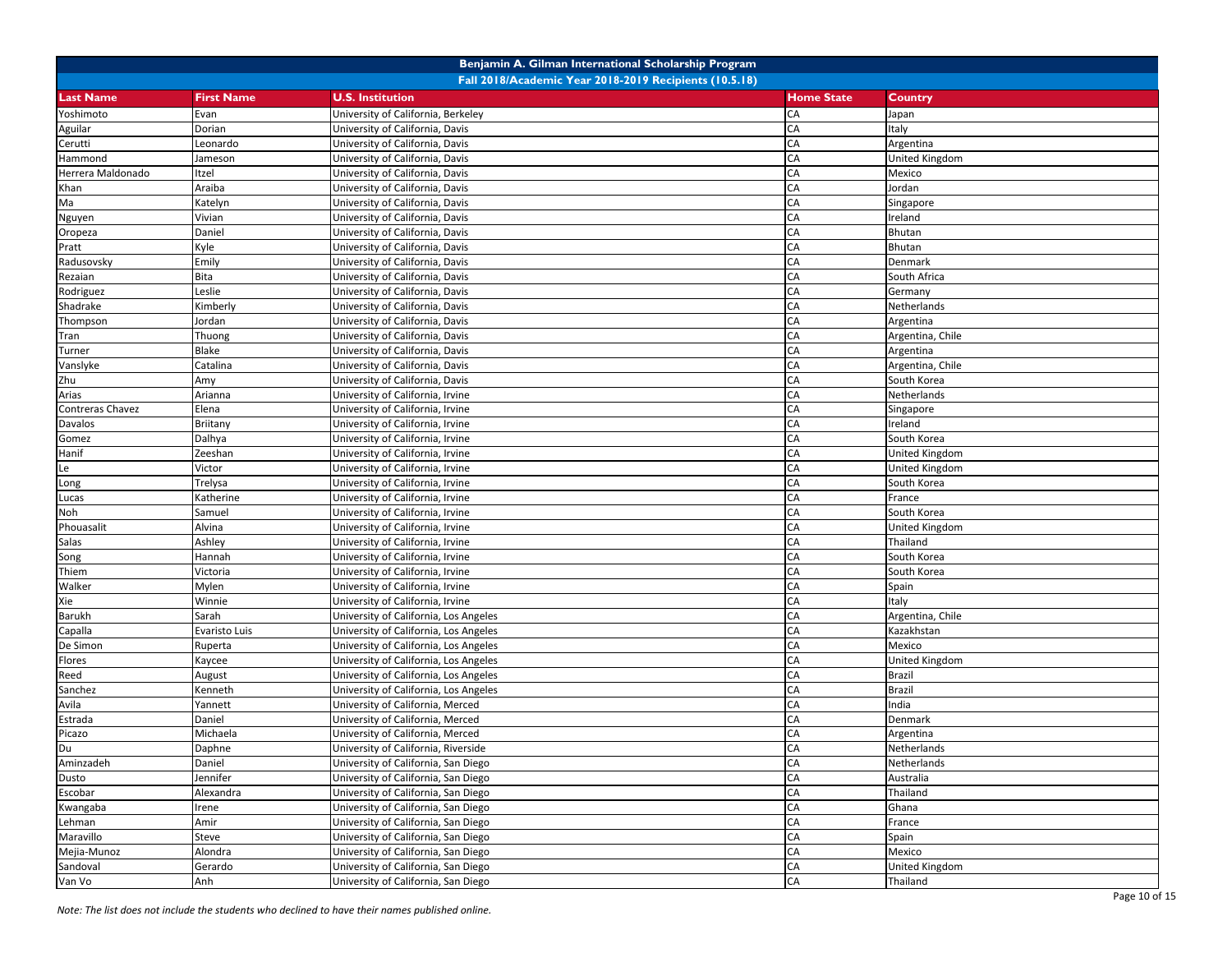| Benjamin A. Gilman International Scholarship Program | | | | |
|---|---|---|---|---|
| Fall 2018/Academic Year 2018-2019 Recipients (10.5.18) | | | | |
| **Last Name** | **First Name** | **U.S. Institution** | **Home State** | **Country** |
| Yoshimoto | Evan | University of California, Berkeley | CA | Japan |
| Aguilar | Dorian | University of California, Davis | CA | Italy |
| Cerutti | Leonardo | University of California, Davis | CA | Argentina |
| Hammond | Jameson | University of California, Davis | CA | United Kingdom |
| Herrera Maldonado | Itzel | University of California, Davis | CA | Mexico |
| Khan | Araiba | University of California, Davis | CA | Jordan |
| Ma | Katelyn | University of California, Davis | CA | Singapore |
| Nguyen | Vivian | University of California, Davis | CA | Ireland |
| Oropeza | Daniel | University of California, Davis | CA | Bhutan |
| Pratt | Kyle | University of California, Davis | CA | Bhutan |
| Radusovsky | Emily | University of California, Davis | CA | Denmark |
| Rezaian | Bita | University of California, Davis | CA | South Africa |
| Rodriguez | Leslie | University of California, Davis | CA | Germany |
| Shadrake | Kimberly | University of California, Davis | CA | Netherlands |
| Thompson | Jordan | University of California, Davis | CA | Argentina |
| Tran | Thuong | University of California, Davis | CA | Argentina, Chile |
| Turner | Blake | University of California, Davis | CA | Argentina |
| Vanslyke | Catalina | University of California, Davis | CA | Argentina, Chile |
| Zhu | Amy | University of California, Davis | CA | South Korea |
| Arias | Arianna | University of California, Irvine | CA | Netherlands |
| Contreras Chavez | Elena | University of California, Irvine | CA | Singapore |
| Davalos | Briitany | University of California, Irvine | CA | Ireland |
| Gomez | Dalhya | University of California, Irvine | CA | South Korea |
| Hanif | Zeeshan | University of California, Irvine | CA | United Kingdom |
| Le | Victor | University of California, Irvine | CA | United Kingdom |
| Long | Trelysa | University of California, Irvine | CA | South Korea |
| Lucas | Katherine | University of California, Irvine | CA | France |
| Noh | Samuel | University of California, Irvine | CA | South Korea |
| Phouasalit | Alvina | University of California, Irvine | CA | United Kingdom |
| Salas | Ashley | University of California, Irvine | CA | Thailand |
| Song | Hannah | University of California, Irvine | CA | South Korea |
| Thiem | Victoria | University of California, Irvine | CA | South Korea |
| Walker | Mylen | University of California, Irvine | CA | Spain |
| Xie | Winnie | University of California, Irvine | CA | Italy |
| Barukh | Sarah | University of California, Los Angeles | CA | Argentina, Chile |
| Capalla | Evaristo Luis | University of California, Los Angeles | CA | Kazakhstan |
| De Simon | Ruperta | University of California, Los Angeles | CA | Mexico |
| Flores | Kaycee | University of California, Los Angeles | CA | United Kingdom |
| Reed | August | University of California, Los Angeles | CA | Brazil |
| Sanchez | Kenneth | University of California, Los Angeles | CA | Brazil |
| Avila | Yannett | University of California, Merced | CA | India |
| Estrada | Daniel | University of California, Merced | CA | Denmark |
| Picazo | Michaela | University of California, Merced | CA | Argentina |
| Du | Daphne | University of California, Riverside | CA | Netherlands |
| Aminzadeh | Daniel | University of California, San Diego | CA | Netherlands |
| Dusto | Jennifer | University of California, San Diego | CA | Australia |
| Escobar | Alexandra | University of California, San Diego | CA | Thailand |
| Kwangaba | Irene | University of California, San Diego | CA | Ghana |
| Lehman | Amir | University of California, San Diego | CA | France |
| Maravillo | Steve | University of California, San Diego | CA | Spain |
| Mejia-Munoz | Alondra | University of California, San Diego | CA | Mexico |
| Sandoval | Gerardo | University of California, San Diego | CA | United Kingdom |
| Van Vo | Anh | University of California, San Diego | CA | Thailand |

*Note: The list does not include the students who declined to have their names published online.*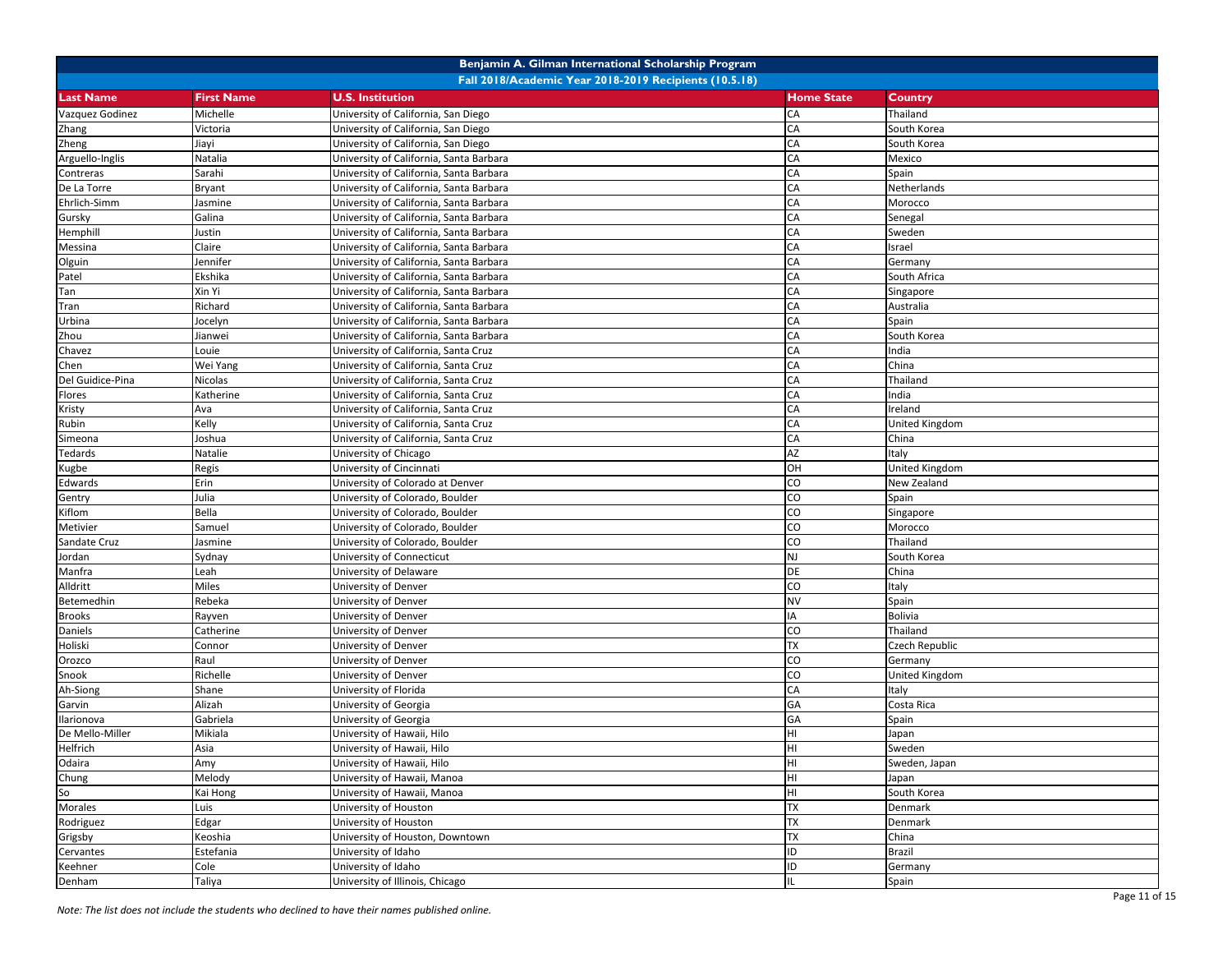| Benjamin A. Gilman International Scholarship Program | | | | |
| --- | --- | --- | --- | --- |
| Fall 2018/Academic Year 2018-2019 Recipients (10.5.18) | | | | |
| **Last Name** | **First Name** | **U.S. Institution** | **Home State** | **Country** |
| Vazquez Godinez | Michelle | University of California, San Diego | CA | Thailand |
| Zhang | Victoria | University of California, San Diego | CA | South Korea |
| Zheng | Jiayi | University of California, San Diego | CA | South Korea |
| Arguello-Inglis | Natalia | University of California, Santa Barbara | CA | Mexico |
| Contreras | Sarahi | University of California, Santa Barbara | CA | Spain |
| De La Torre | Bryant | University of California, Santa Barbara | CA | Netherlands |
| Ehrlich-Simm | Jasmine | University of California, Santa Barbara | CA | Morocco |
| Gursky | Galina | University of California, Santa Barbara | CA | Senegal |
| Hemphill | Justin | University of California, Santa Barbara | CA | Sweden |
| Messina | Claire | University of California, Santa Barbara | CA | Israel |
| Olguin | Jennifer | University of California, Santa Barbara | CA | Germany |
| Patel | Ekshika | University of California, Santa Barbara | CA | South Africa |
| Tan | Xin Yi | University of California, Santa Barbara | CA | Singapore |
| Tran | Richard | University of California, Santa Barbara | CA | Australia |
| Urbina | Jocelyn | University of California, Santa Barbara | CA | Spain |
| Zhou | Jianwei | University of California, Santa Barbara | CA | South Korea |
| Chavez | Louie | University of California, Santa Cruz | CA | India |
| Chen | Wei Yang | University of California, Santa Cruz | CA | China |
| Del Guidice-Pina | Nicolas | University of California, Santa Cruz | CA | Thailand |
| Flores | Katherine | University of California, Santa Cruz | CA | India |
| Kristy | Ava | University of California, Santa Cruz | CA | Ireland |
| Rubin | Kelly | University of California, Santa Cruz | CA | United Kingdom |
| Simeona | Joshua | University of California, Santa Cruz | CA | China |
| Tedards | Natalie | University of Chicago | AZ | Italy |
| Kugbe | Regis | University of Cincinnati | OH | United Kingdom |
| Edwards | Erin | University of Colorado at Denver | CO | New Zealand |
| Gentry | Julia | University of Colorado, Boulder | CO | Spain |
| Kiflom | Bella | University of Colorado, Boulder | CO | Singapore |
| Metivier | Samuel | University of Colorado, Boulder | CO | Morocco |
| Sandate Cruz | Jasmine | University of Colorado, Boulder | CO | Thailand |
| Jordan | Sydnay | University of Connecticut | NJ | South Korea |
| Manfra | Leah | University of Delaware | DE | China |
| Alldritt | Miles | University of Denver | CO | Italy |
| Betemedhin | Rebeka | University of Denver | NV | Spain |
| Brooks | Rayven | University of Denver | IA | Bolivia |
| Daniels | Catherine | University of Denver | CO | Thailand |
| Holiski | Connor | University of Denver | TX | Czech Republic |
| Orozco | Raul | University of Denver | CO | Germany |
| Snook | Richelle | University of Denver | CO | United Kingdom |
| Ah-Siong | Shane | University of Florida | CA | Italy |
| Garvin | Alizah | University of Georgia | GA | Costa Rica |
| Ilarionova | Gabriela | University of Georgia | GA | Spain |
| De Mello-Miller | Mikiala | University of Hawaii, Hilo | HI | Japan |
| Helfrich | Asia | University of Hawaii, Hilo | HI | Sweden |
| Odaira | Amy | University of Hawaii, Hilo | HI | Sweden, Japan |
| Chung | Melody | University of Hawaii, Manoa | HI | Japan |
| So | Kai Hong | University of Hawaii, Manoa | HI | South Korea |
| Morales | Luis | University of Houston | TX | Denmark |
| Rodriguez | Edgar | University of Houston | TX | Denmark |
| Grigsby | Keoshia | University of Houston, Downtown | TX | China |
| Cervantes | Estefania | University of Idaho | ID | Brazil |
| Keehner | Cole | University of Idaho | ID | Germany |
| Denham | Taliya | University of Illinois, Chicago | IL | Spain |

*Note: The list does not include the students who declined to have their names published online.*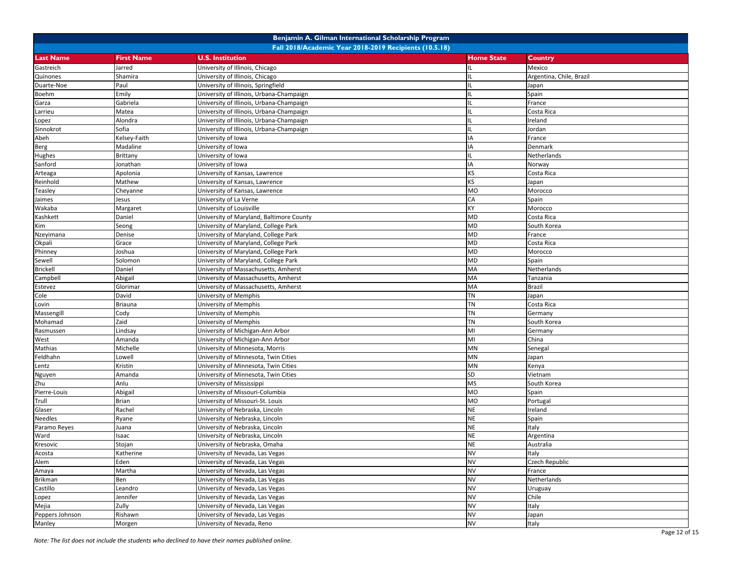# Benjamin A. Gilman International Scholarship Program

## Fall 2018/Academic Year 2018-2019 Recipients (10.5.18)

| Last Name | First Name | U.S. Institution | Home State | Country |
|---|---|---|---|---|
| Gastreich | Jarred | University of Illinois, Chicago | IL | Mexico |
| Quinones | Shamira | University of Illinois, Chicago | IL | Argentina, Chile, Brazil |
| Duarte-Noe | Paul | University of Illinois, Springfield | IL | Japan |
| Boehm | Emily | University of Illinois, Urbana-Champaign | IL | Spain |
| Garza | Gabriela | University of Illinois, Urbana-Champaign | IL | France |
| Larrieu | Matea | University of Illinois, Urbana-Champaign | IL | Costa Rica |
| Lopez | Alondra | University of Illinois, Urbana-Champaign | IL | Ireland |
| Sinnokrot | Sofia | University of Illinois, Urbana-Champaign | IL | Jordan |
| Abeh | Kelsey-Faith | University of Iowa | IA | France |
| Berg | Madaline | University of Iowa | IA | Denmark |
| Hughes | Brittany | University of Iowa | IL | Netherlands |
| Sanford | Jonathan | University of Iowa | IA | Norway |
| Arteaga | Apolonia | University of Kansas, Lawrence | KS | Costa Rica |
| Reinhold | Mathew | University of Kansas, Lawrence | KS | Japan |
| Teasley | Cheyanne | University of Kansas, Lawrence | MO | Morocco |
| Jaimes | Jesus | University of La Verne | CA | Spain |
| Wakaba | Margaret | University of Louisville | KY | Morocco |
| Kashkett | Daniel | University of Maryland, Baltimore County | MD | Costa Rica |
| Kim | Seong | University of Maryland, College Park | MD | South Korea |
| Nzeyimana | Denise | University of Maryland, College Park | MD | France |
| Okpali | Grace | University of Maryland, College Park | MD | Costa Rica |
| Phinney | Joshua | University of Maryland, College Park | MD | Morocco |
| Sewell | Solomon | University of Maryland, College Park | MD | Spain |
| Brickell | Daniel | University of Massachusetts, Amherst | MA | Netherlands |
| Campbell | Abigail | University of Massachusetts, Amherst | MA | Tanzania |
| Estevez | Glorimar | University of Massachusetts, Amherst | MA | Brazil |
| Cole | David | University of Memphis | TN | Japan |
| Lovin | Briauna | University of Memphis | TN | Costa Rica |
| Massengill | Cody | University of Memphis | TN | Germany |
| Mohamad | Zaid | University of Memphis | TN | South Korea |
| Rasmussen | Lindsay | University of Michigan-Ann Arbor | MI | Germany |
| West | Amanda | University of Michigan-Ann Arbor | MI | China |
| Mathias | Michelle | University of Minnesota, Morris | MN | Senegal |
| Feldhahn | Lowell | University of Minnesota, Twin Cities | MN | Japan |
| Lentz | Kristin | University of Minnesota, Twin Cities | MN | Kenya |
| Nguyen | Amanda | University of Minnesota, Twin Cities | SD | Vietnam |
| Zhu | Anlu | University of Mississippi | MS | South Korea |
| Pierre-Louis | Abigail | University of Missouri-Columbia | MO | Spain |
| Trull | Brian | University of Missouri-St. Louis | MO | Portugal |
| Glaser | Rachel | University of Nebraska, Lincoln | NE | Ireland |
| Needles | Ryane | University of Nebraska, Lincoln | NE | Spain |
| Paramo Reyes | Juana | University of Nebraska, Lincoln | NE | Italy |
| Ward | Isaac | University of Nebraska, Lincoln | NE | Argentina |
| Kresovic | Stojan | University of Nebraska, Omaha | NE | Australia |
| Acosta | Katherine | University of Nevada, Las Vegas | NV | Italy |
| Alem | Eden | University of Nevada, Las Vegas | NV | Czech Republic |
| Amaya | Martha | University of Nevada, Las Vegas | NV | France |
| Brikman | Ben | University of Nevada, Las Vegas | NV | Netherlands |
| Castillo | Leandro | University of Nevada, Las Vegas | NV | Uruguay |
| Lopez | Jennifer | University of Nevada, Las Vegas | NV | Chile |
| Mejia | Zully | University of Nevada, Las Vegas | NV | Italy |
| Peppers Johnson | Rishawn | University of Nevada, Las Vegas | NV | Japan |
| Manley | Morgen | University of Nevada, Reno | NV | Italy |

*Note: The list does not include the students who declined to have their names published online.*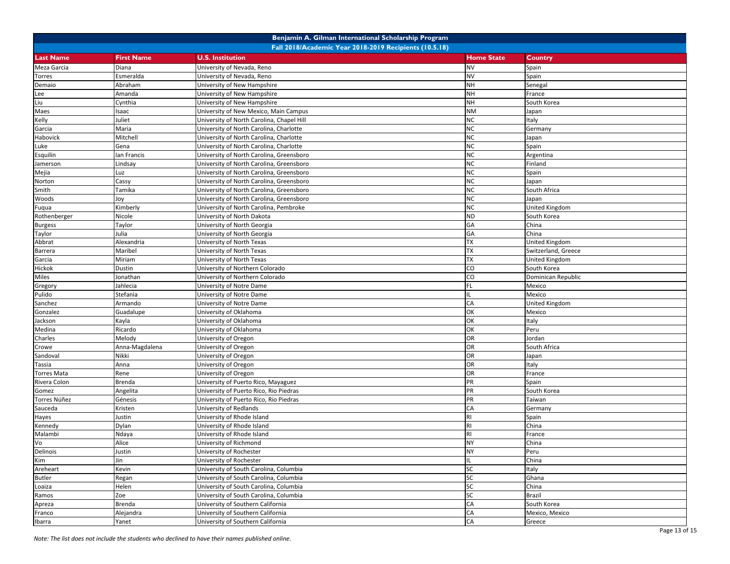# Benjamin A. Gilman International Scholarship Program

## Fall 2018/Academic Year 2018-2019 Recipients (10.5.18)

| Last Name | First Name | U.S. Institution | Home State | Country |
|---|---|---|---|---|
| Meza Garcia | Diana | University of Nevada, Reno | NV | Spain |
| Torres | Esmeralda | University of Nevada, Reno | NV | Spain |
| Demaio | Abraham | University of New Hampshire | NH | Senegal |
| Lee | Amanda | University of New Hampshire | NH | France |
| Liu | Cynthia | University of New Hampshire | NH | South Korea |
| Maes | Isaac | University of New Mexico, Main Campus | NM | Japan |
| Kelly | Juliet | University of North Carolina, Chapel Hill | NC | Italy |
| Garcia | Maria | University of North Carolina, Charlotte | NC | Germany |
| Habovick | Mitchell | University of North Carolina, Charlotte | NC | Japan |
| Luke | Gena | University of North Carolina, Charlotte | NC | Spain |
| Esquilin | Ian Francis | University of North Carolina, Greensboro | NC | Argentina |
| Jamerson | Lindsay | University of North Carolina, Greensboro | NC | Finland |
| Mejia | Luz | University of North Carolina, Greensboro | NC | Spain |
| Norton | Cassy | University of North Carolina, Greensboro | NC | Japan |
| Smith | Tamika | University of North Carolina, Greensboro | NC | South Africa |
| Woods | Joy | University of North Carolina, Greensboro | NC | Japan |
| Fuqua | Kimberly | University of North Carolina, Pembroke | NC | United Kingdom |
| Rothenberger | Nicole | University of North Dakota | ND | South Korea |
| Burgess | Taylor | University of North Georgia | GA | China |
| Taylor | Julia | University of North Georgia | GA | China |
| Abbrat | Alexandria | University of North Texas | TX | United Kingdom |
| Barrera | Maribel | University of North Texas | TX | Switzerland, Greece |
| Garcia | Miriam | University of North Texas | TX | United Kingdom |
| Hickok | Dustin | University of Northern Colorado | CO | South Korea |
| Miles | Jonathan | University of Northern Colorado | CO | Dominican Republic |
| Gregory | Jahlecia | University of Notre Dame | FL | Mexico |
| Pulido | Stefania | University of Notre Dame | IL | Mexico |
| Sanchez | Armando | University of Notre Dame | CA | United Kingdom |
| Gonzalez | Guadalupe | University of Oklahoma | OK | Mexico |
| Jackson | Kayla | University of Oklahoma | OK | Italy |
| Medina | Ricardo | University of Oklahoma | OK | Peru |
| Charles | Melody | University of Oregon | OR | Jordan |
| Crowe | Anna-Magdalena | University of Oregon | OR | South Africa |
| Sandoval | Nikki | University of Oregon | OR | Japan |
| Tassia | Anna | University of Oregon | OR | Italy |
| Torres Mata | Rene | University of Oregon | OR | France |
| Rivera Colon | Brenda | University of Puerto Rico, Mayaguez | PR | Spain |
| Gomez | Angelita | University of Puerto Rico, Rio Piedras | PR | South Korea |
| Torres Núñez | Génesis | University of Puerto Rico, Rio Piedras | PR | Taiwan |
| Sauceda | Kristen | University of Redlands | CA | Germany |
| Hayes | Justin | University of Rhode Island | RI | Spain |
| Kennedy | Dylan | University of Rhode Island | RI | China |
| Malambi | Ndaya | University of Rhode Island | RI | France |
| Vo | Alice | University of Richmond | NY | China |
| Delinois | Justin | University of Rochester | NY | Peru |
| Kim | Jin | University of Rochester | IL | China |
| Areheart | Kevin | University of South Carolina, Columbia | SC | Italy |
| Butler | Regan | University of South Carolina, Columbia | SC | Ghana |
| Loaiza | Helen | University of South Carolina, Columbia | SC | China |
| Ramos | Zoe | University of South Carolina, Columbia | SC | Brazil |
| Apreza | Brenda | University of Southern California | CA | South Korea |
| Franco | Alejandra | University of Southern California | CA | Mexico, Mexico |
| Ibarra | Yanet | University of Southern California | CA | Greece |

*Note: The list does not include the students who declined to have their names published online.*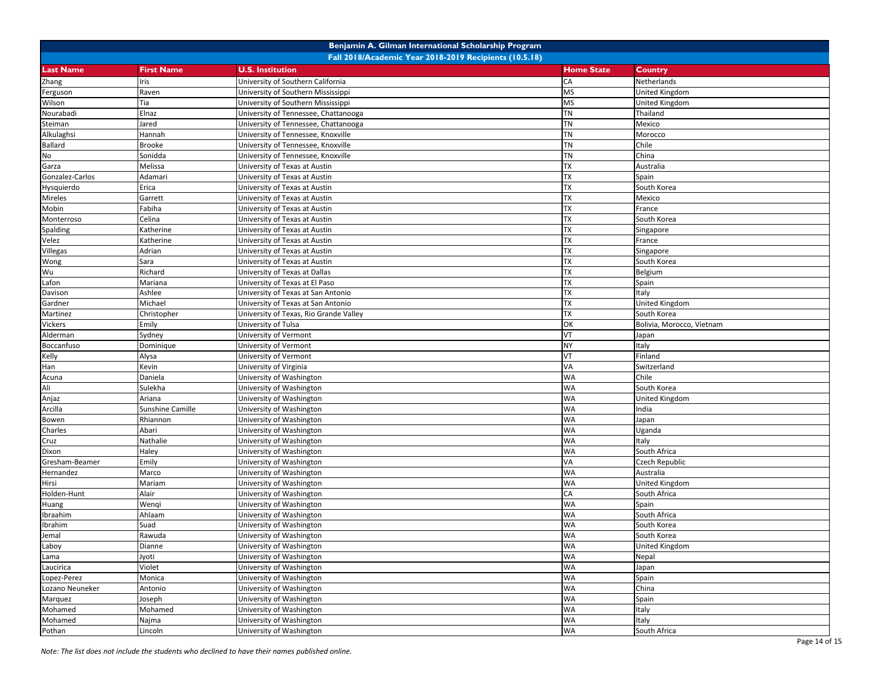## Benjamin A. Gilman International Scholarship Program

### Fall 2018/Academic Year 2018-2019 Recipients (10.5.18)

| Last Name | First Name | U.S. Institution | Home State | Country |
|---|---|---|---|---|
| Zhang | Iris | University of Southern California | CA | Netherlands |
| Ferguson | Raven | University of Southern Mississippi | MS | United Kingdom |
| Wilson | Tia | University of Southern Mississippi | MS | United Kingdom |
| Nourabadi | Elnaz | University of Tennessee, Chattanooga | TN | Thailand |
| Steiman | Jared | University of Tennessee, Chattanooga | TN | Mexico |
| Alkulaghsi | Hannah | University of Tennessee, Knoxville | TN | Morocco |
| Ballard | Brooke | University of Tennessee, Knoxville | TN | Chile |
| No | Sonidda | University of Tennessee, Knoxville | TN | China |
| Garza | Melissa | University of Texas at Austin | TX | Australia |
| Gonzalez-Carlos | Adamari | University of Texas at Austin | TX | Spain |
| Hysquierdo | Erica | University of Texas at Austin | TX | South Korea |
| Mireles | Garrett | University of Texas at Austin | TX | Mexico |
| Mobin | Fabiha | University of Texas at Austin | TX | France |
| Monterroso | Celina | University of Texas at Austin | TX | South Korea |
| Spalding | Katherine | University of Texas at Austin | TX | Singapore |
| Velez | Katherine | University of Texas at Austin | TX | France |
| Villegas | Adrian | University of Texas at Austin | TX | Singapore |
| Wong | Sara | University of Texas at Austin | TX | South Korea |
| Wu | Richard | University of Texas at Dallas | TX | Belgium |
| Lafon | Mariana | University of Texas at El Paso | TX | Spain |
| Davison | Ashlee | University of Texas at San Antonio | TX | Italy |
| Gardner | Michael | University of Texas at San Antonio | TX | United Kingdom |
| Martinez | Christopher | University of Texas, Rio Grande Valley | TX | South Korea |
| Vickers | Emily | University of Tulsa | OK | Bolivia, Morocco, Vietnam |
| Alderman | Sydney | University of Vermont | VT | Japan |
| Boccanfuso | Dominique | University of Vermont | NY | Italy |
| Kelly | Alysa | University of Vermont | VT | Finland |
| Han | Kevin | University of Virginia | VA | Switzerland |
| Acuna | Daniela | University of Washington | WA | Chile |
| Ali | Sulekha | University of Washington | WA | South Korea |
| Anjaz | Ariana | University of Washington | WA | United Kingdom |
| Arcilla | Sunshine Camille | University of Washington | WA | India |
| Bowen | Rhiannon | University of Washington | WA | Japan |
| Charles | Abari | University of Washington | WA | Uganda |
| Cruz | Nathalie | University of Washington | WA | Italy |
| Dixon | Haley | University of Washington | WA | South Africa |
| Gresham-Beamer | Emily | University of Washington | VA | Czech Republic |
| Hernandez | Marco | University of Washington | WA | Australia |
| Hirsi | Mariam | University of Washington | WA | United Kingdom |
| Holden-Hunt | Alair | University of Washington | CA | South Africa |
| Huang | Wenqi | University of Washington | WA | Spain |
| Ibraahim | Ahlaam | University of Washington | WA | South Africa |
| Ibrahim | Suad | University of Washington | WA | South Korea |
| Jemal | Rawuda | University of Washington | WA | South Korea |
| Laboy | Dianne | University of Washington | WA | United Kingdom |
| Lama | Jyoti | University of Washington | WA | Nepal |
| Laucirica | Violet | University of Washington | WA | Japan |
| Lopez-Perez | Monica | University of Washington | WA | Spain |
| Lozano Neuneker | Antonio | University of Washington | WA | China |
| Marquez | Joseph | University of Washington | WA | Spain |
| Mohamed | Mohamed | University of Washington | WA | Italy |
| Mohamed | Najma | University of Washington | WA | Italy |
| Pothan | Lincoln | University of Washington | WA | South Africa |

*Note: The list does not include the students who declined to have their names published online.*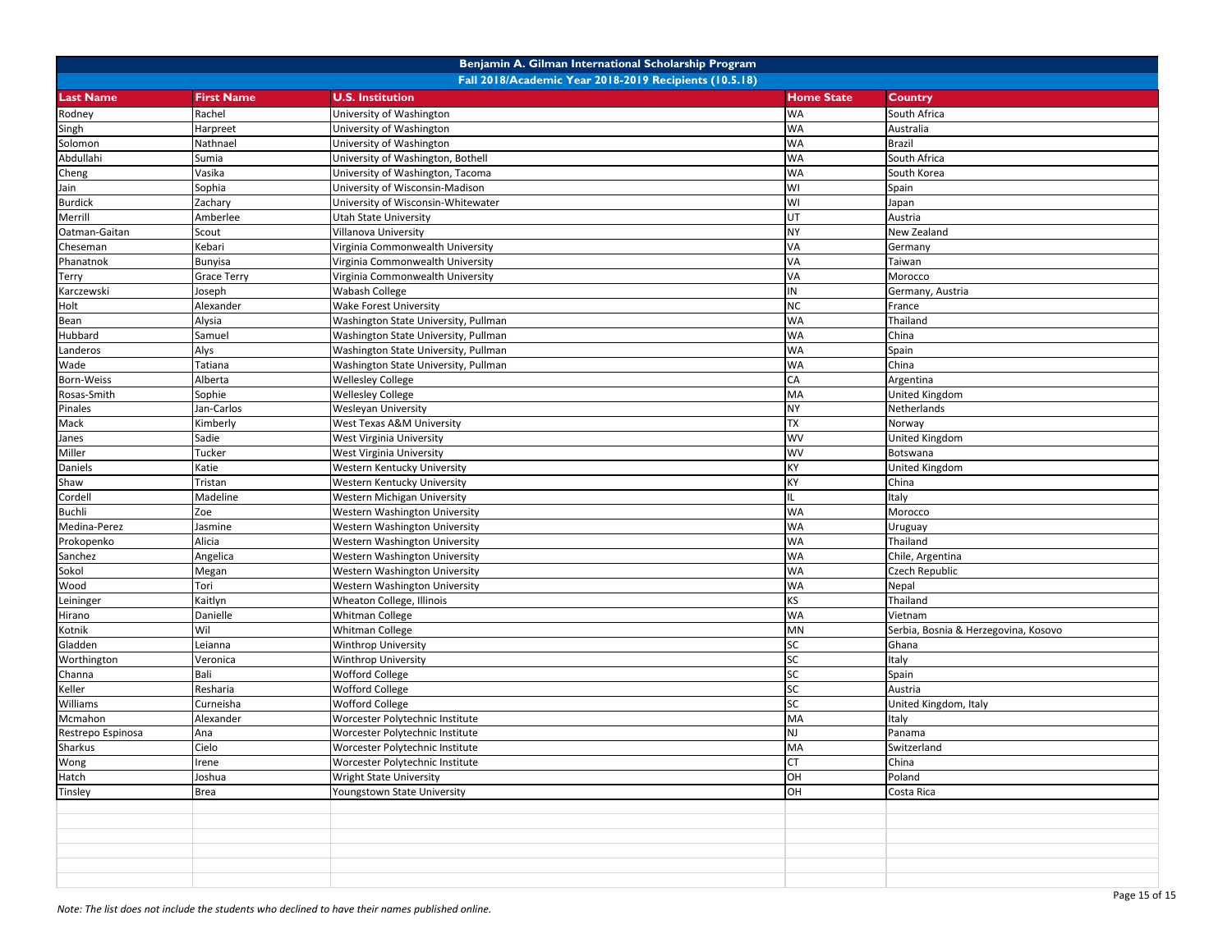| Benjamin A. Gilman International Scholarship Program | | | | |
| --- | --- | --- | --- | --- |
| Fall 2018/Academic Year 2018-2019 Recipients (10.5.18) | | | | |
| **Last Name** | **First Name** | **U.S. Institution** | **Home State** | **Country** |
| Rodney | Rachel | University of Washington | WA | South Africa |
| Singh | Harpreet | University of Washington | WA | Australia |
| Solomon | Nathnael | University of Washington | WA | Brazil |
| Abdullahi | Sumia | University of Washington, Bothell | WA | South Africa |
| Cheng | Vasika | University of Washington, Tacoma | WA | South Korea |
| Jain | Sophia | University of Wisconsin-Madison | WI | Spain |
| Burdick | Zachary | University of Wisconsin-Whitewater | WI | Japan |
| Merrill | Amberlee | Utah State University | UT | Austria |
| Oatman-Gaitan | Scout | Villanova University | NY | New Zealand |
| Cheseman | Kebari | Virginia Commonwealth University | VA | Germany |
| Phanatnok | Bunyisa | Virginia Commonwealth University | VA | Taiwan |
| Terry | Grace Terry | Virginia Commonwealth University | VA | Morocco |
| Karczewski | Joseph | Wabash College | IN | Germany, Austria |
| Holt | Alexander | Wake Forest University | NC | France |
| Bean | Alysia | Washington State University, Pullman | WA | Thailand |
| Hubbard | Samuel | Washington State University, Pullman | WA | China |
| Landeros | Alys | Washington State University, Pullman | WA | Spain |
| Wade | Tatiana | Washington State University, Pullman | WA | China |
| Born-Weiss | Alberta | Wellesley College | CA | Argentina |
| Rosas-Smith | Sophie | Wellesley College | MA | United Kingdom |
| Pinales | Jan-Carlos | Wesleyan University | NY | Netherlands |
| Mack | Kimberly | West Texas A&M University | TX | Norway |
| Janes | Sadie | West Virginia University | WV | United Kingdom |
| Miller | Tucker | West Virginia University | WV | Botswana |
| Daniels | Katie | Western Kentucky University | KY | United Kingdom |
| Shaw | Tristan | Western Kentucky University | KY | China |
| Cordell | Madeline | Western Michigan University | IL | Italy |
| Buchli | Zoe | Western Washington University | WA | Morocco |
| Medina-Perez | Jasmine | Western Washington University | WA | Uruguay |
| Prokopenko | Alicia | Western Washington University | WA | Thailand |
| Sanchez | Angelica | Western Washington University | WA | Chile, Argentina |
| Sokol | Megan | Western Washington University | WA | Czech Republic |
| Wood | Tori | Western Washington University | WA | Nepal |
| Leininger | Kaitlyn | Wheaton College, Illinois | KS | Thailand |
| Hirano | Danielle | Whitman College | WA | Vietnam |
| Kotnik | Wil | Whitman College | MN | Serbia, Bosnia & Herzegovina, Kosovo |
| Gladden | Leianna | Winthrop University | SC | Ghana |
| Worthington | Veronica | Winthrop University | SC | Italy |
| Channa | Bali | Wofford College | SC | Spain |
| Keller | Resharia | Wofford College | SC | Austria |
| Williams | Curneisha | Wofford College | SC | United Kingdom, Italy |
| Mcmahon | Alexander | Worcester Polytechnic Institute | MA | Italy |
| Restrepo Espinosa | Ana | Worcester Polytechnic Institute | NJ | Panama |
| Sharkus | Cielo | Worcester Polytechnic Institute | MA | Switzerland |
| Wong | Irene | Worcester Polytechnic Institute | CT | China |
| Hatch | Joshua | Wright State University | OH | Poland |
| Tinsley | Brea | Youngstown State University | OH | Costa Rica |

*Note: The list does not include the students who declined to have their names published online.*